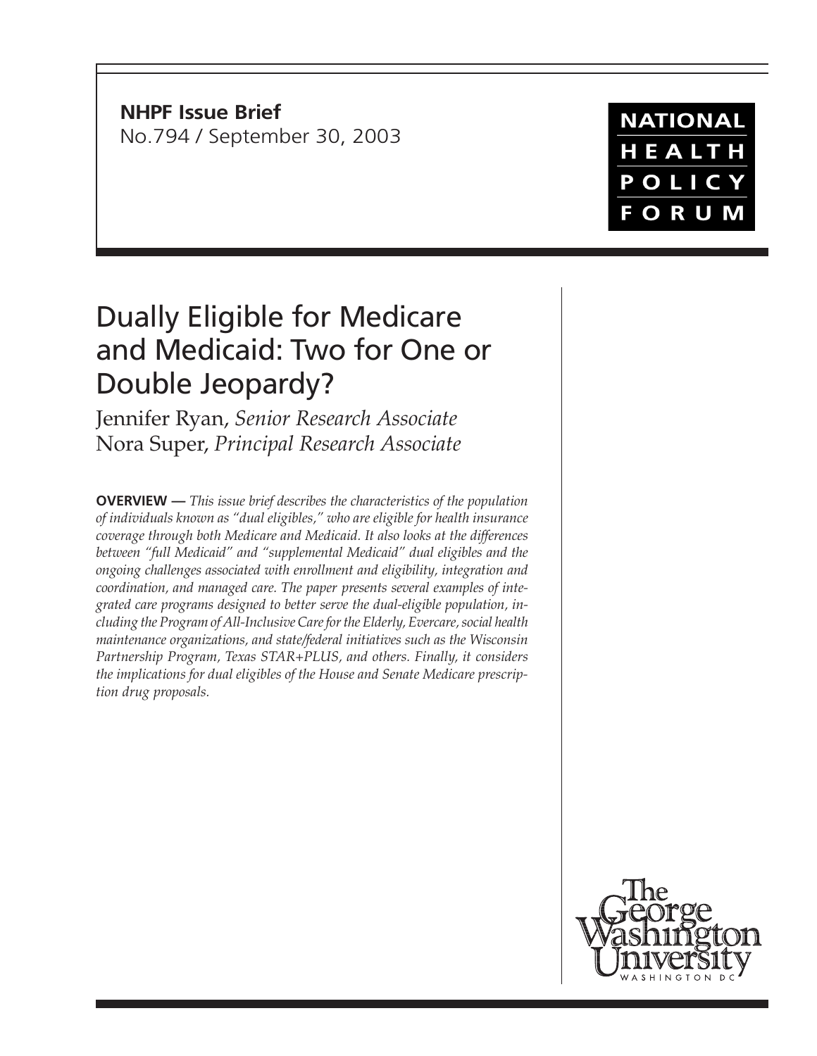**NHPF Issue Brief**
No.794 / September 30, 2003

NATIONAL HEALTH POLICY FORUM

# Dually Eligible for Medicare and Medicaid: Two for One or Double Jeopardy?

Jennifer Ryan, *Senior Research Associate*
Nora Super, *Principal Research Associate*

**OVERVIEW —** *This issue brief describes the characteristics of the population of individuals known as "dual eligibles," who are eligible for health insurance coverage through both Medicare and Medicaid. It also looks at the differences between "full Medicaid" and "supplemental Medicaid" dual eligibles and the ongoing challenges associated with enrollment and eligibility, integration and coordination, and managed care. The paper presents several examples of integrated care programs designed to better serve the dual-eligible population, including the Program of All-Inclusive Care for the Elderly, Evercare, social health maintenance organizations, and state/federal initiatives such as the Wisconsin Partnership Program, Texas STAR+PLUS, and others. Finally, it considers the implications for dual eligibles of the House and Senate Medicare prescription drug proposals.*

The George Washington University
WASHINGTON DC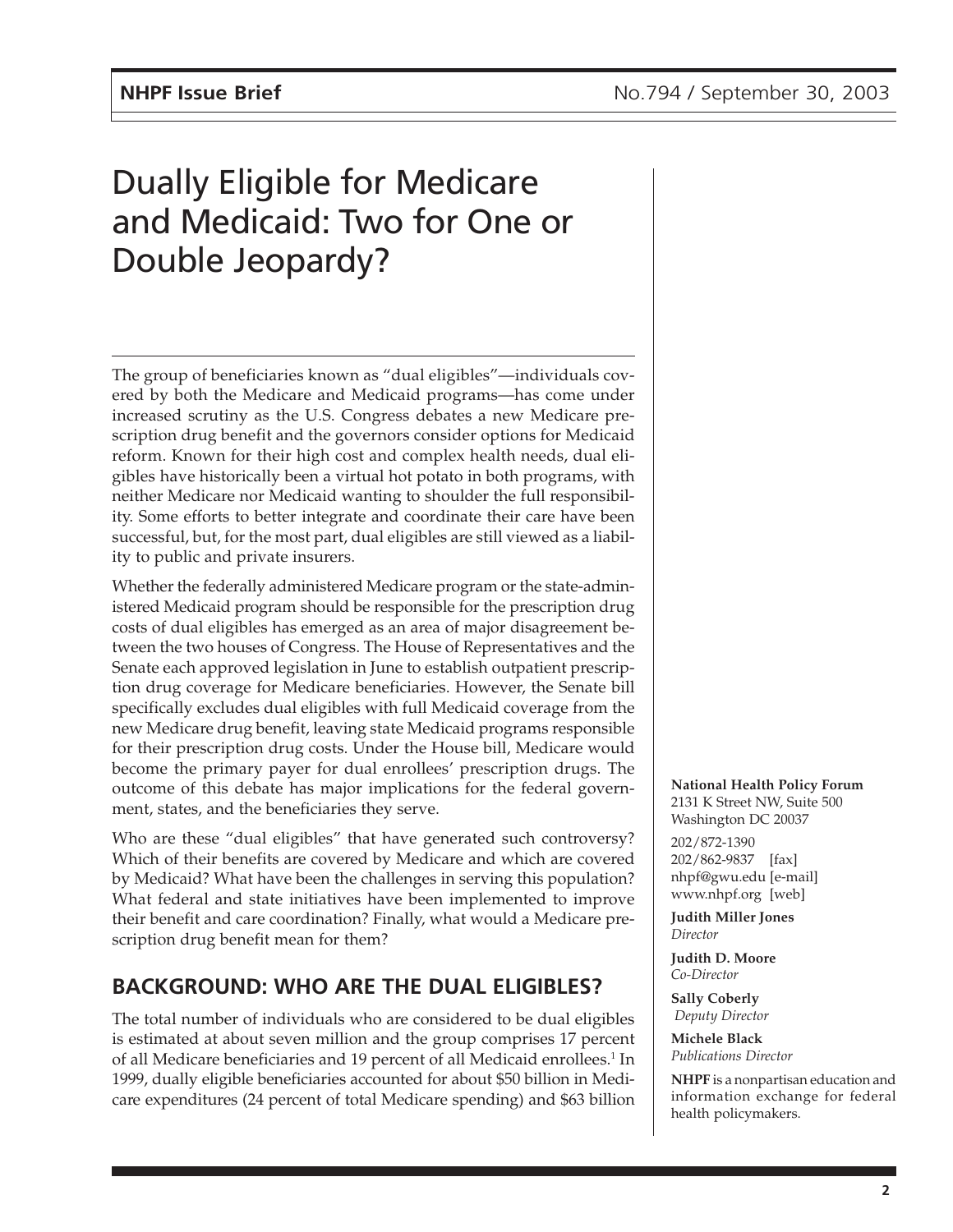# Dually Eligible for Medicare and Medicaid: Two for One or Double Jeopardy?

The group of beneficiaries known as "dual eligibles"—individuals covered by both the Medicare and Medicaid programs—has come under increased scrutiny as the U.S. Congress debates a new Medicare prescription drug benefit and the governors consider options for Medicaid reform. Known for their high cost and complex health needs, dual eligibles have historically been a virtual hot potato in both programs, with neither Medicare nor Medicaid wanting to shoulder the full responsibility. Some efforts to better integrate and coordinate their care have been successful, but, for the most part, dual eligibles are still viewed as a liability to public and private insurers.

Whether the federally administered Medicare program or the state-administered Medicaid program should be responsible for the prescription drug costs of dual eligibles has emerged as an area of major disagreement between the two houses of Congress. The House of Representatives and the Senate each approved legislation in June to establish outpatient prescription drug coverage for Medicare beneficiaries. However, the Senate bill specifically excludes dual eligibles with full Medicaid coverage from the new Medicare drug benefit, leaving state Medicaid programs responsible for their prescription drug costs. Under the House bill, Medicare would become the primary payer for dual enrollees' prescription drugs. The outcome of this debate has major implications for the federal government, states, and the beneficiaries they serve.

Who are these "dual eligibles" that have generated such controversy? Which of their benefits are covered by Medicare and which are covered by Medicaid? What have been the challenges in serving this population? What federal and state initiatives have been implemented to improve their benefit and care coordination? Finally, what would a Medicare prescription drug benefit mean for them?

## BACKGROUND: WHO ARE THE DUAL ELIGIBLES?

The total number of individuals who are considered to be dual eligibles is estimated at about seven million and the group comprises 17 percent of all Medicare beneficiaries and 19 percent of all Medicaid enrollees.[1] In 1999, dually eligible beneficiaries accounted for about $50 billion in Medicare expenditures (24 percent of total Medicare spending) and $63 billion

**National Health Policy Forum**
2131 K Street NW, Suite 500
Washington DC 20037

202/872-1390
202/862-9837 [fax]
nhpf@gwu.edu [e-mail]
www.nhpf.org [web]

**Judith Miller Jones**
*Director*

**Judith D. Moore**
*Co-Director*

**Sally Coberly**
*Deputy Director*

**Michele Black**
*Publications Director*

**NHPF** is a nonpartisan education and information exchange for federal health policymakers.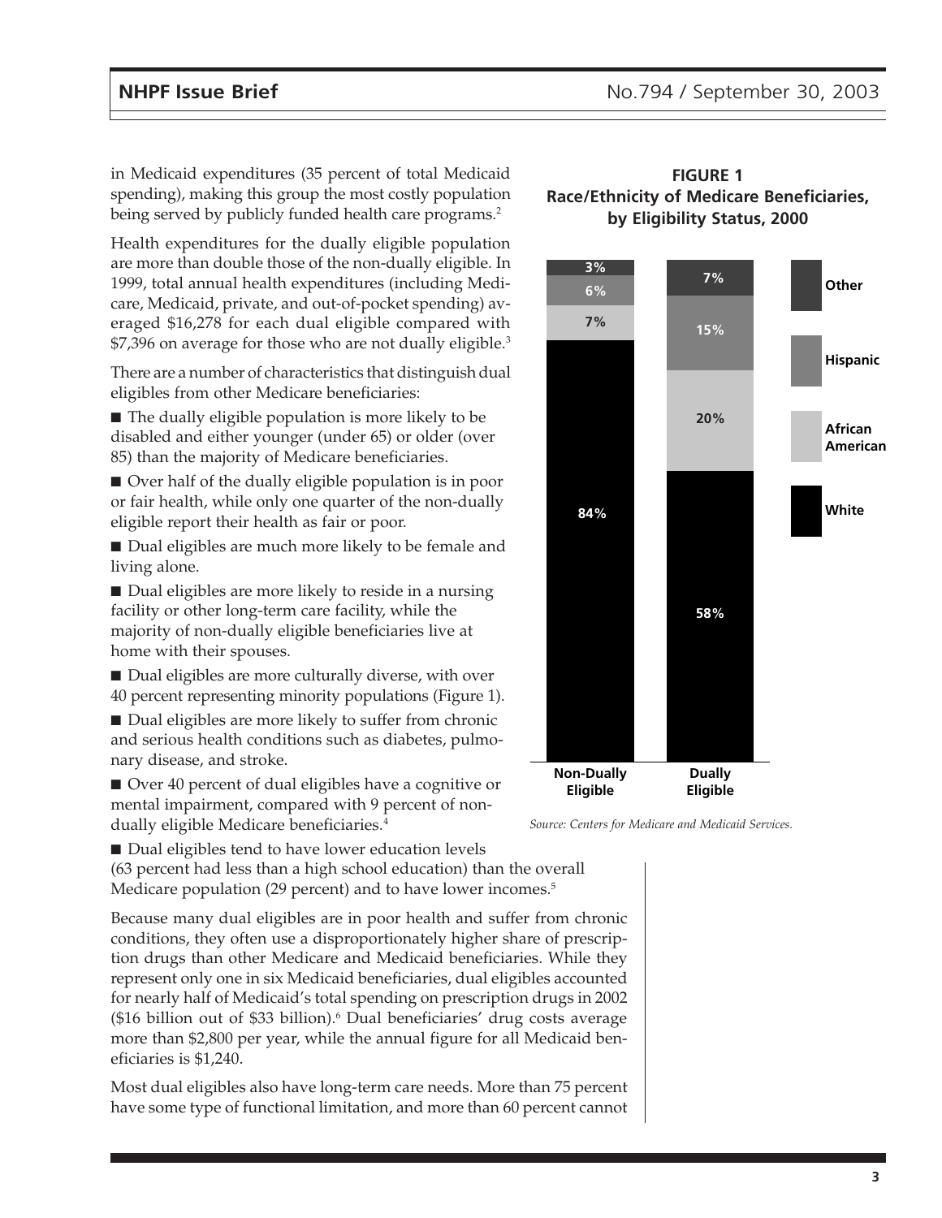in Medicaid expenditures (35 percent of total Medicaid spending), making this group the most costly population being served by publicly funded health care programs.[2]

Health expenditures for the dually eligible population are more than double those of the non-dually eligible. In 1999, total annual health expenditures (including Medicare, Medicaid, private, and out-of-pocket spending) averaged $16,278 for each dual eligible compared with $7,396 on average for those who are not dually eligible.[3]

There are a number of characteristics that distinguish dual eligibles from other Medicare beneficiaries:

- The dually eligible population is more likely to be disabled and either younger (under 65) or older (over 85) than the majority of Medicare beneficiaries.
- Over half of the dually eligible population is in poor or fair health, while only one quarter of the non-dually eligible report their health as fair or poor.
- Dual eligibles are much more likely to be female and living alone.
- Dual eligibles are more likely to reside in a nursing facility or other long-term care facility, while the majority of non-dually eligible beneficiaries live at home with their spouses.
- Dual eligibles are more culturally diverse, with over 40 percent representing minority populations (Figure 1).
- Dual eligibles are more likely to suffer from chronic and serious health conditions such as diabetes, pulmonary disease, and stroke.
- Over 40 percent of dual eligibles have a cognitive or mental impairment, compared with 9 percent of non-dually eligible Medicare beneficiaries.[4]
- Dual eligibles tend to have lower education levels (63 percent had less than a high school education) than the overall Medicare population (29 percent) and to have lower incomes.[5]

**FIGURE 1**
**Race/Ethnicity of Medicare Beneficiaries, by Eligibility Status, 2000**

| | Non-Dually Eligible | Dually Eligible |
|---|---|---|
| Other | 3% | 7% |
| Hispanic | 6% | 15% |
| African American | 7% | 20% |
| White | 84% | 58% |

*Source: Centers for Medicare and Medicaid Services.*

Because many dual eligibles are in poor health and suffer from chronic conditions, they often use a disproportionately higher share of prescription drugs than other Medicare and Medicaid beneficiaries. While they represent only one in six Medicaid beneficiaries, dual eligibles accounted for nearly half of Medicaid's total spending on prescription drugs in 2002 ($16 billion out of $33 billion).[6] Dual beneficiaries' drug costs average more than $2,800 per year, while the annual figure for all Medicaid beneficiaries is $1,240.

Most dual eligibles also have long-term care needs. More than 75 percent have some type of functional limitation, and more than 60 percent cannot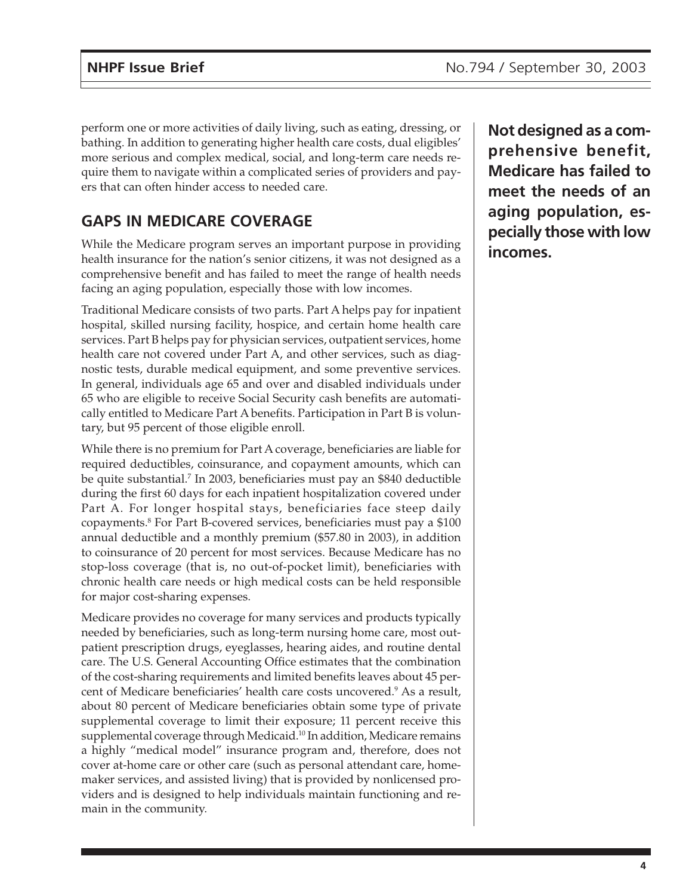perform one or more activities of daily living, such as eating, dressing, or bathing. In addition to generating higher health care costs, dual eligibles' more serious and complex medical, social, and long-term care needs require them to navigate within a complicated series of providers and payers that can often hinder access to needed care.

## GAPS IN MEDICARE COVERAGE

**Not designed as a comprehensive benefit, Medicare has failed to meet the needs of an aging population, especially those with low incomes.**

While the Medicare program serves an important purpose in providing health insurance for the nation's senior citizens, it was not designed as a comprehensive benefit and has failed to meet the range of health needs facing an aging population, especially those with low incomes.

Traditional Medicare consists of two parts. Part A helps pay for inpatient hospital, skilled nursing facility, hospice, and certain home health care services. Part B helps pay for physician services, outpatient services, home health care not covered under Part A, and other services, such as diagnostic tests, durable medical equipment, and some preventive services. In general, individuals age 65 and over and disabled individuals under 65 who are eligible to receive Social Security cash benefits are automatically entitled to Medicare Part A benefits. Participation in Part B is voluntary, but 95 percent of those eligible enroll.

While there is no premium for Part A coverage, beneficiaries are liable for required deductibles, coinsurance, and copayment amounts, which can be quite substantial.[7] In 2003, beneficiaries must pay an $840 deductible during the first 60 days for each inpatient hospitalization covered under Part A. For longer hospital stays, beneficiaries face steep daily copayments.[8] For Part B-covered services, beneficiaries must pay a $100 annual deductible and a monthly premium ($57.80 in 2003), in addition to coinsurance of 20 percent for most services. Because Medicare has no stop-loss coverage (that is, no out-of-pocket limit), beneficiaries with chronic health care needs or high medical costs can be held responsible for major cost-sharing expenses.

Medicare provides no coverage for many services and products typically needed by beneficiaries, such as long-term nursing home care, most outpatient prescription drugs, eyeglasses, hearing aides, and routine dental care. The U.S. General Accounting Office estimates that the combination of the cost-sharing requirements and limited benefits leaves about 45 percent of Medicare beneficiaries' health care costs uncovered.[9] As a result, about 80 percent of Medicare beneficiaries obtain some type of private supplemental coverage to limit their exposure; 11 percent receive this supplemental coverage through Medicaid.[10] In addition, Medicare remains a highly "medical model" insurance program and, therefore, does not cover at-home care or other care (such as personal attendant care, homemaker services, and assisted living) that is provided by nonlicensed providers and is designed to help individuals maintain functioning and remain in the community.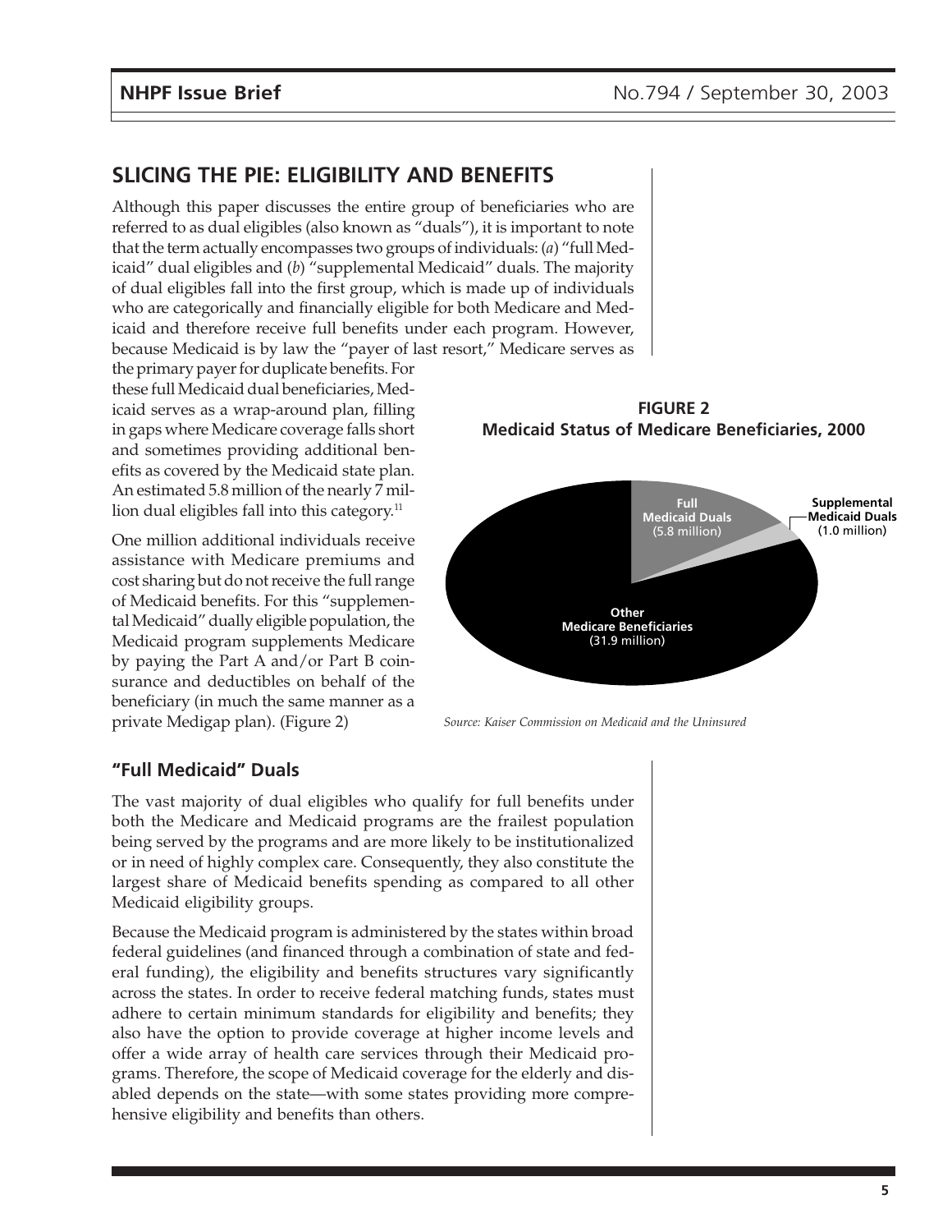## SLICING THE PIE: ELIGIBILITY AND BENEFITS

Although this paper discusses the entire group of beneficiaries who are referred to as dual eligibles (also known as "duals"), it is important to note that the term actually encompasses two groups of individuals: (*a*) "full Medicaid" dual eligibles and (*b*) "supplemental Medicaid" duals. The majority of dual eligibles fall into the first group, which is made up of individuals who are categorically and financially eligible for both Medicare and Medicaid and therefore receive full benefits under each program. However, because Medicaid is by law the "payer of last resort," Medicare serves as the primary payer for duplicate benefits. For these full Medicaid dual beneficiaries, Medicaid serves as a wrap-around plan, filling in gaps where Medicare coverage falls short and sometimes providing additional benefits as covered by the Medicaid state plan. An estimated 5.8 million of the nearly 7 million dual eligibles fall into this category.[11]

One million additional individuals receive assistance with Medicare premiums and cost sharing but do not receive the full range of Medicaid benefits. For this "supplemental Medicaid" dually eligible population, the Medicaid program supplements Medicare by paying the Part A and/or Part B coinsurance and deductibles on behalf of the beneficiary (in much the same manner as a private Medigap plan). (Figure 2)

**FIGURE 2**
**Medicaid Status of Medicare Beneficiaries, 2000**

| Category | Number |
|---|---|
| Full Medicaid Duals | 5.8 million |
| Supplemental Medicaid Duals | 1.0 million |
| Other Medicare Beneficiaries | 31.9 million |

*Source: Kaiser Commission on Medicaid and the Uninsured*

### "Full Medicaid" Duals

The vast majority of dual eligibles who qualify for full benefits under both the Medicare and Medicaid programs are the frailest population being served by the programs and are more likely to be institutionalized or in need of highly complex care. Consequently, they also constitute the largest share of Medicaid benefits spending as compared to all other Medicaid eligibility groups.

Because the Medicaid program is administered by the states within broad federal guidelines (and financed through a combination of state and federal funding), the eligibility and benefits structures vary significantly across the states. In order to receive federal matching funds, states must adhere to certain minimum standards for eligibility and benefits; they also have the option to provide coverage at higher income levels and offer a wide array of health care services through their Medicaid programs. Therefore, the scope of Medicaid coverage for the elderly and disabled depends on the state—with some states providing more comprehensive eligibility and benefits than others.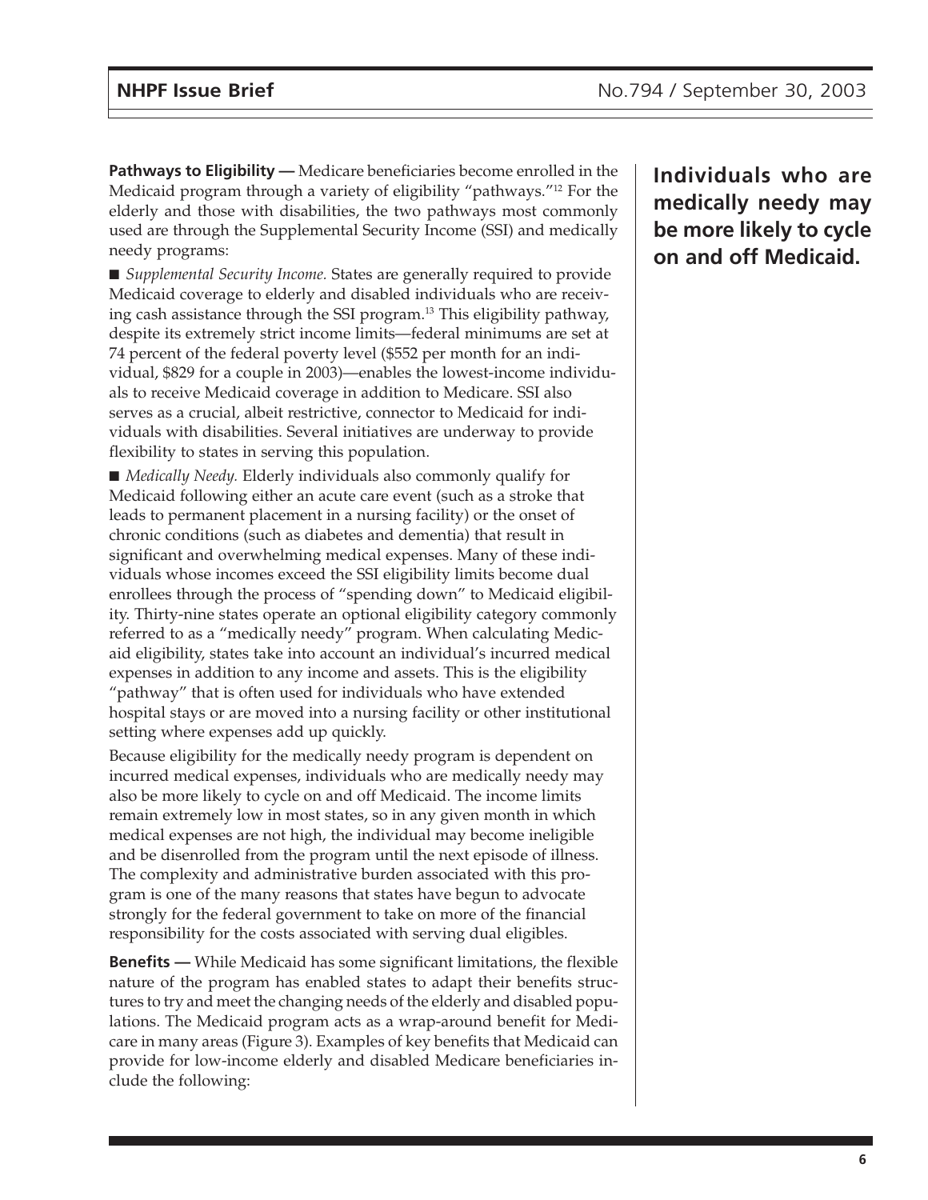**Pathways to Eligibility —** Medicare beneficiaries become enrolled in the Medicaid program through a variety of eligibility "pathways."[12] For the elderly and those with disabilities, the two pathways most commonly used are through the Supplemental Security Income (SSI) and medically needy programs:

■ *Supplemental Security Income.* States are generally required to provide Medicaid coverage to elderly and disabled individuals who are receiving cash assistance through the SSI program.[13] This eligibility pathway, despite its extremely strict income limits—federal minimums are set at 74 percent of the federal poverty level ($552 per month for an individual, $829 for a couple in 2003)—enables the lowest-income individuals to receive Medicaid coverage in addition to Medicare. SSI also serves as a crucial, albeit restrictive, connector to Medicaid for individuals with disabilities. Several initiatives are underway to provide flexibility to states in serving this population.

■ *Medically Needy.* Elderly individuals also commonly qualify for Medicaid following either an acute care event (such as a stroke that leads to permanent placement in a nursing facility) or the onset of chronic conditions (such as diabetes and dementia) that result in significant and overwhelming medical expenses. Many of these individuals whose incomes exceed the SSI eligibility limits become dual enrollees through the process of "spending down" to Medicaid eligibility. Thirty-nine states operate an optional eligibility category commonly referred to as a "medically needy" program. When calculating Medicaid eligibility, states take into account an individual's incurred medical expenses in addition to any income and assets. This is the eligibility "pathway" that is often used for individuals who have extended hospital stays or are moved into a nursing facility or other institutional setting where expenses add up quickly.

Because eligibility for the medically needy program is dependent on incurred medical expenses, individuals who are medically needy may also be more likely to cycle on and off Medicaid. The income limits remain extremely low in most states, so in any given month in which medical expenses are not high, the individual may become ineligible and be disenrolled from the program until the next episode of illness. The complexity and administrative burden associated with this program is one of the many reasons that states have begun to advocate strongly for the federal government to take on more of the financial responsibility for the costs associated with serving dual eligibles.

**Individuals who are medically needy may be more likely to cycle on and off Medicaid.**

**Benefits —** While Medicaid has some significant limitations, the flexible nature of the program has enabled states to adapt their benefits structures to try and meet the changing needs of the elderly and disabled populations. The Medicaid program acts as a wrap-around benefit for Medicare in many areas (Figure 3). Examples of key benefits that Medicaid can provide for low-income elderly and disabled Medicare beneficiaries include the following: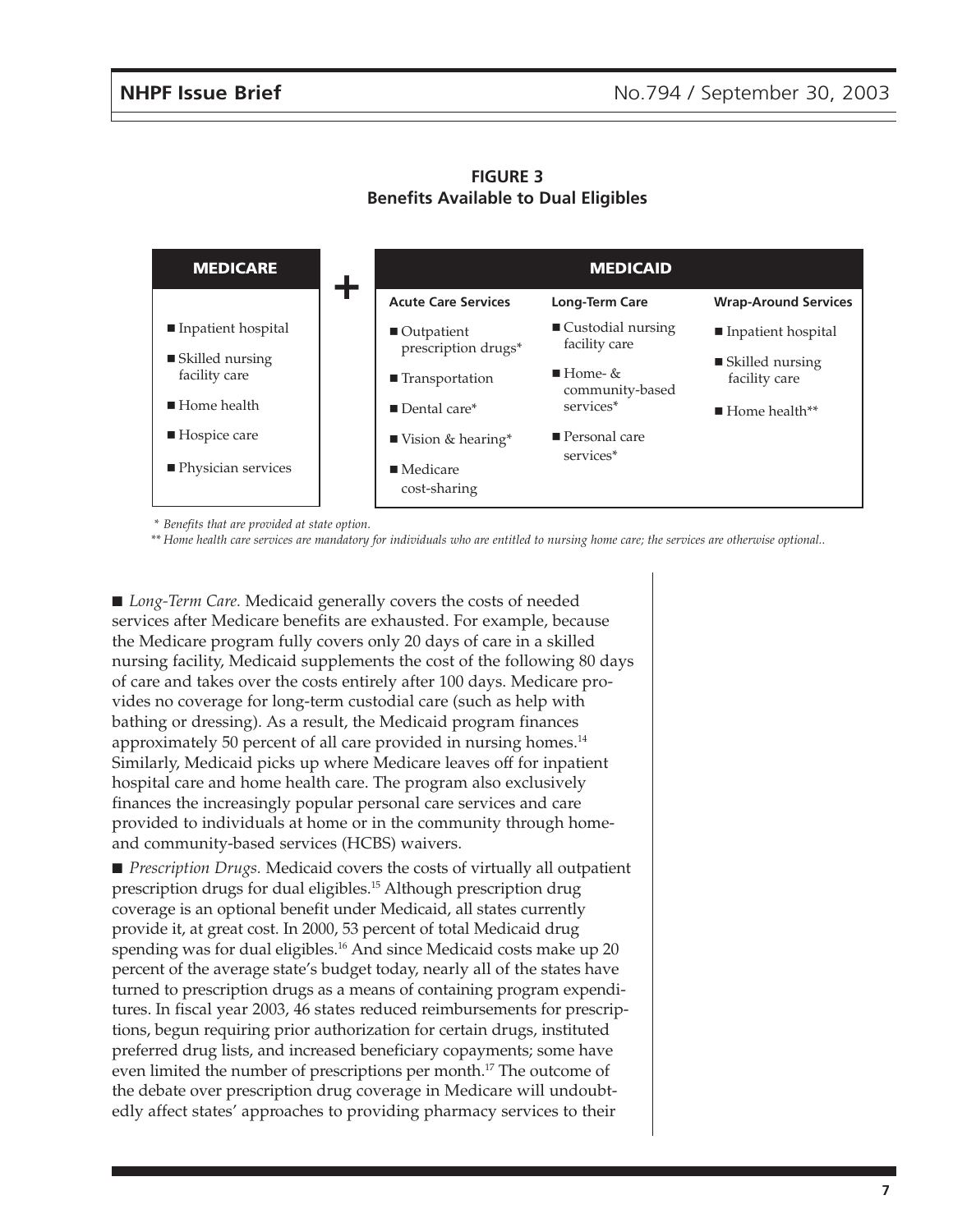**FIGURE 3**
**Benefits Available to Dual Eligibles**

| MEDICARE | + | MEDICAID | | |
|---|---|---|---|---|
| | | **Acute Care Services** | **Long-Term Care** | **Wrap-Around Services** |
| ■ Inpatient hospital | | ■ Outpatient prescription drugs* | ■ Custodial nursing facility care | ■ Inpatient hospital |
| ■ Skilled nursing facility care | | ■ Transportation | ■ Home- & community-based services* | ■ Skilled nursing facility care |
| ■ Home health | | ■ Dental care* | ■ Personal care services* | ■ Home health** |
| ■ Hospice care | | ■ Vision & hearing* | | |
| ■ Physician services | | ■ Medicare cost-sharing | | |

*\* Benefits that are provided at state option.*

*\*\* Home health care services are mandatory for individuals who are entitled to nursing home care; the services are otherwise optional..*

■ *Long-Term Care.* Medicaid generally covers the costs of needed services after Medicare benefits are exhausted. For example, because the Medicare program fully covers only 20 days of care in a skilled nursing facility, Medicaid supplements the cost of the following 80 days of care and takes over the costs entirely after 100 days. Medicare provides no coverage for long-term custodial care (such as help with bathing or dressing). As a result, the Medicaid program finances approximately 50 percent of all care provided in nursing homes.[14] Similarly, Medicaid picks up where Medicare leaves off for inpatient hospital care and home health care. The program also exclusively finances the increasingly popular personal care services and care provided to individuals at home or in the community through home- and community-based services (HCBS) waivers.

■ *Prescription Drugs.* Medicaid covers the costs of virtually all outpatient prescription drugs for dual eligibles.[15] Although prescription drug coverage is an optional benefit under Medicaid, all states currently provide it, at great cost. In 2000, 53 percent of total Medicaid drug spending was for dual eligibles.[16] And since Medicaid costs make up 20 percent of the average state's budget today, nearly all of the states have turned to prescription drugs as a means of containing program expenditures. In fiscal year 2003, 46 states reduced reimbursements for prescriptions, begun requiring prior authorization for certain drugs, instituted preferred drug lists, and increased beneficiary copayments; some have even limited the number of prescriptions per month.[17] The outcome of the debate over prescription drug coverage in Medicare will undoubtedly affect states' approaches to providing pharmacy services to their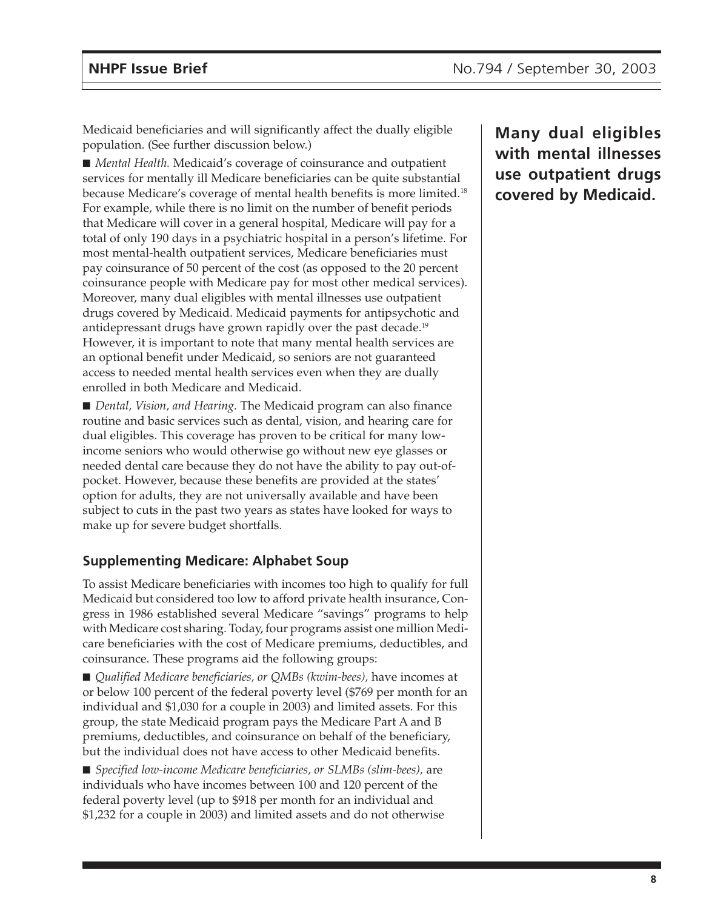Medicaid beneficiaries and will significantly affect the dually eligible population. (See further discussion below.)

■ *Mental Health.* Medicaid's coverage of coinsurance and outpatient services for mentally ill Medicare beneficiaries can be quite substantial because Medicare's coverage of mental health benefits is more limited.[18] For example, while there is no limit on the number of benefit periods that Medicare will cover in a general hospital, Medicare will pay for a total of only 190 days in a psychiatric hospital in a person's lifetime. For most mental-health outpatient services, Medicare beneficiaries must pay coinsurance of 50 percent of the cost (as opposed to the 20 percent coinsurance people with Medicare pay for most other medical services). Moreover, many dual eligibles with mental illnesses use outpatient drugs covered by Medicaid. Medicaid payments for antipsychotic and antidepressant drugs have grown rapidly over the past decade.[19] However, it is important to note that many mental health services are an optional benefit under Medicaid, so seniors are not guaranteed access to needed mental health services even when they are dually enrolled in both Medicare and Medicaid.

**Many dual eligibles with mental illnesses use outpatient drugs covered by Medicaid.**

■ *Dental, Vision, and Hearing.* The Medicaid program can also finance routine and basic services such as dental, vision, and hearing care for dual eligibles. This coverage has proven to be critical for many low-income seniors who would otherwise go without new eye glasses or needed dental care because they do not have the ability to pay out-of-pocket. However, because these benefits are provided at the states' option for adults, they are not universally available and have been subject to cuts in the past two years as states have looked for ways to make up for severe budget shortfalls.

### Supplementing Medicare: Alphabet Soup

To assist Medicare beneficiaries with incomes too high to qualify for full Medicaid but considered too low to afford private health insurance, Congress in 1986 established several Medicare "savings" programs to help with Medicare cost sharing. Today, four programs assist one million Medicare beneficiaries with the cost of Medicare premiums, deductibles, and coinsurance. These programs aid the following groups:

■ *Qualified Medicare beneficiaries, or QMBs (kwim-bees),* have incomes at or below 100 percent of the federal poverty level ($769 per month for an individual and $1,030 for a couple in 2003) and limited assets. For this group, the state Medicaid program pays the Medicare Part A and B premiums, deductibles, and coinsurance on behalf of the beneficiary, but the individual does not have access to other Medicaid benefits.

■ *Specified low-income Medicare beneficiaries, or SLMBs (slim-bees),* are individuals who have incomes between 100 and 120 percent of the federal poverty level (up to $918 per month for an individual and $1,232 for a couple in 2003) and limited assets and do not otherwise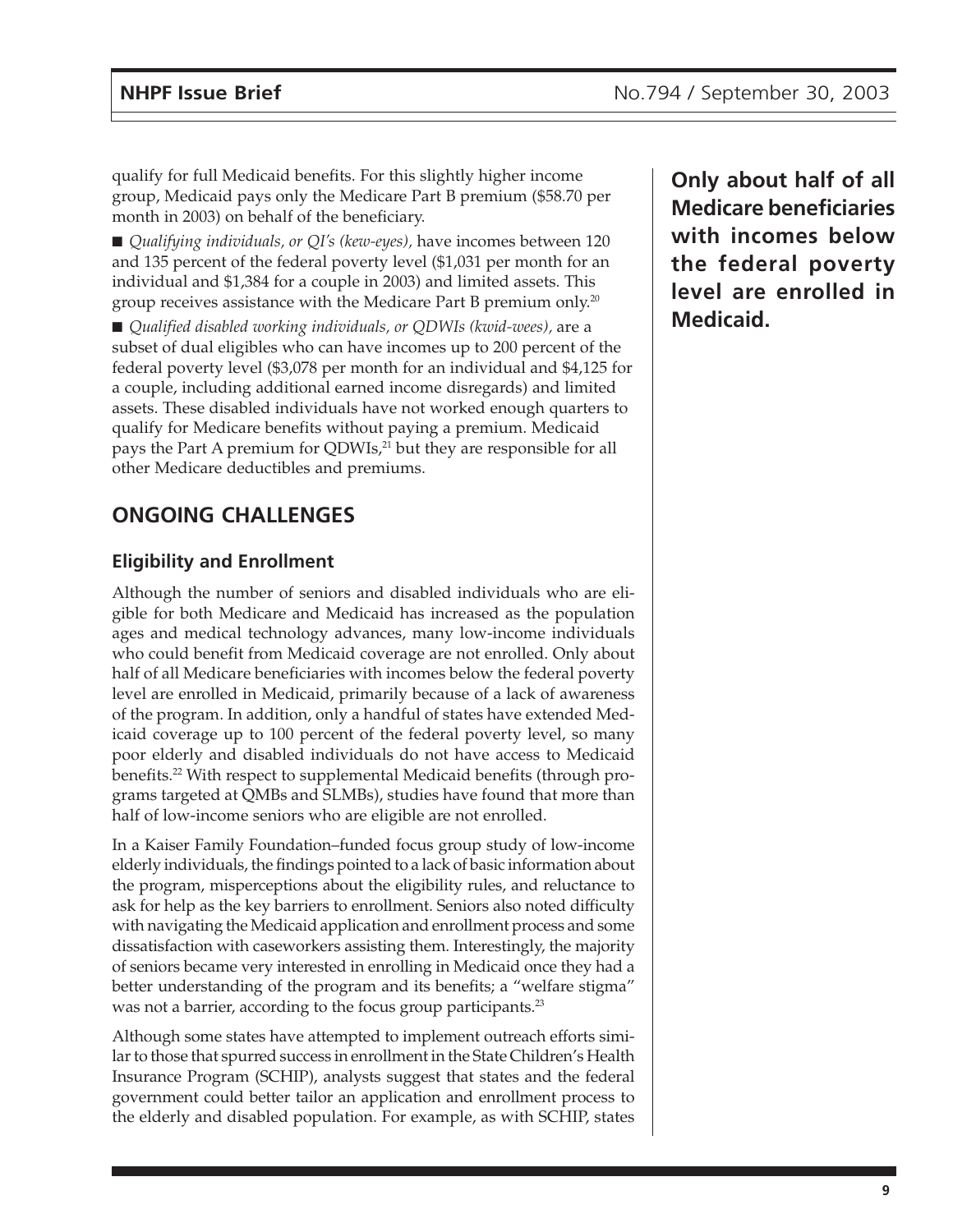qualify for full Medicaid benefits. For this slightly higher income group, Medicaid pays only the Medicare Part B premium ($58.70 per month in 2003) on behalf of the beneficiary.

- *Qualifying individuals, or QI's (kew-eyes),* have incomes between 120 and 135 percent of the federal poverty level ($1,031 per month for an individual and $1,384 for a couple in 2003) and limited assets. This group receives assistance with the Medicare Part B premium only.[20]
- *Qualified disabled working individuals, or QDWIs (kwid-wees),* are a subset of dual eligibles who can have incomes up to 200 percent of the federal poverty level ($3,078 per month for an individual and $4,125 for a couple, including additional earned income disregards) and limited assets. These disabled individuals have not worked enough quarters to qualify for Medicare benefits without paying a premium. Medicaid pays the Part A premium for QDWIs,[21] but they are responsible for all other Medicare deductibles and premiums.

**Only about half of all Medicare beneficiaries with incomes below the federal poverty level are enrolled in Medicaid.**

## ONGOING CHALLENGES

### Eligibility and Enrollment

Although the number of seniors and disabled individuals who are eligible for both Medicare and Medicaid has increased as the population ages and medical technology advances, many low-income individuals who could benefit from Medicaid coverage are not enrolled. Only about half of all Medicare beneficiaries with incomes below the federal poverty level are enrolled in Medicaid, primarily because of a lack of awareness of the program. In addition, only a handful of states have extended Medicaid coverage up to 100 percent of the federal poverty level, so many poor elderly and disabled individuals do not have access to Medicaid benefits.[22] With respect to supplemental Medicaid benefits (through programs targeted at QMBs and SLMBs), studies have found that more than half of low-income seniors who are eligible are not enrolled.

In a Kaiser Family Foundation–funded focus group study of low-income elderly individuals, the findings pointed to a lack of basic information about the program, misperceptions about the eligibility rules, and reluctance to ask for help as the key barriers to enrollment. Seniors also noted difficulty with navigating the Medicaid application and enrollment process and some dissatisfaction with caseworkers assisting them. Interestingly, the majority of seniors became very interested in enrolling in Medicaid once they had a better understanding of the program and its benefits; a "welfare stigma" was not a barrier, according to the focus group participants.[23]

Although some states have attempted to implement outreach efforts similar to those that spurred success in enrollment in the State Children's Health Insurance Program (SCHIP), analysts suggest that states and the federal government could better tailor an application and enrollment process to the elderly and disabled population. For example, as with SCHIP, states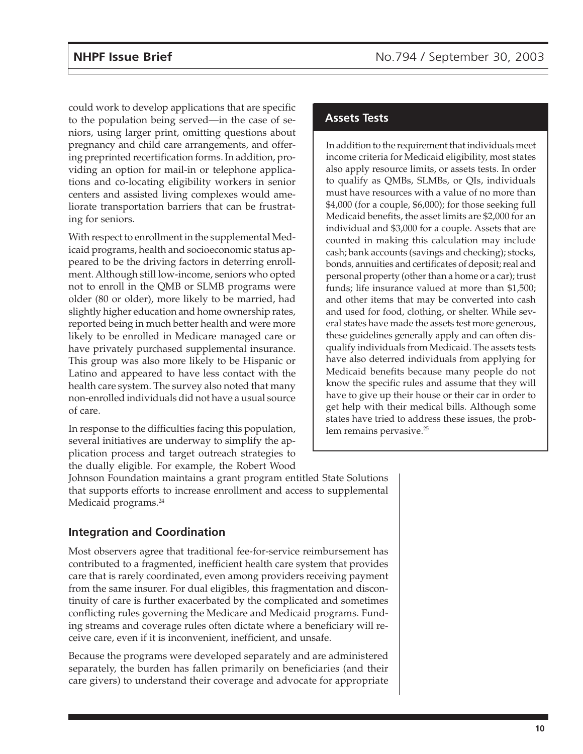could work to develop applications that are specific to the population being served—in the case of seniors, using larger print, omitting questions about pregnancy and child care arrangements, and offering preprinted recertification forms. In addition, providing an option for mail-in or telephone applications and co-locating eligibility workers in senior centers and assisted living complexes would ameliorate transportation barriers that can be frustrating for seniors.

With respect to enrollment in the supplemental Medicaid programs, health and socioeconomic status appeared to be the driving factors in deterring enrollment. Although still low-income, seniors who opted not to enroll in the QMB or SLMB programs were older (80 or older), more likely to be married, had slightly higher education and home ownership rates, reported being in much better health and were more likely to be enrolled in Medicare managed care or have privately purchased supplemental insurance. This group was also more likely to be Hispanic or Latino and appeared to have less contact with the health care system. The survey also noted that many non-enrolled individuals did not have a usual source of care.

In response to the difficulties facing this population, several initiatives are underway to simplify the application process and target outreach strategies to the dually eligible. For example, the Robert Wood Johnson Foundation maintains a grant program entitled State Solutions that supports efforts to increase enrollment and access to supplemental Medicaid programs.[24]

### Assets Tests

In addition to the requirement that individuals meet income criteria for Medicaid eligibility, most states also apply resource limits, or assets tests. In order to qualify as QMBs, SLMBs, or QIs, individuals must have resources with a value of no more than $4,000 (for a couple, $6,000); for those seeking full Medicaid benefits, the asset limits are $2,000 for an individual and $3,000 for a couple. Assets that are counted in making this calculation may include cash; bank accounts (savings and checking); stocks, bonds, annuities and certificates of deposit; real and personal property (other than a home or a car); trust funds; life insurance valued at more than $1,500; and other items that may be converted into cash and used for food, clothing, or shelter. While several states have made the assets test more generous, these guidelines generally apply and can often disqualify individuals from Medicaid. The assets tests have also deterred individuals from applying for Medicaid benefits because many people do not know the specific rules and assume that they will have to give up their house or their car in order to get help with their medical bills. Although some states have tried to address these issues, the problem remains pervasive.[25]

## Integration and Coordination

Most observers agree that traditional fee-for-service reimbursement has contributed to a fragmented, inefficient health care system that provides care that is rarely coordinated, even among providers receiving payment from the same insurer. For dual eligibles, this fragmentation and discontinuity of care is further exacerbated by the complicated and sometimes conflicting rules governing the Medicare and Medicaid programs. Funding streams and coverage rules often dictate where a beneficiary will receive care, even if it is inconvenient, inefficient, and unsafe.

Because the programs were developed separately and are administered separately, the burden has fallen primarily on beneficiaries (and their care givers) to understand their coverage and advocate for appropriate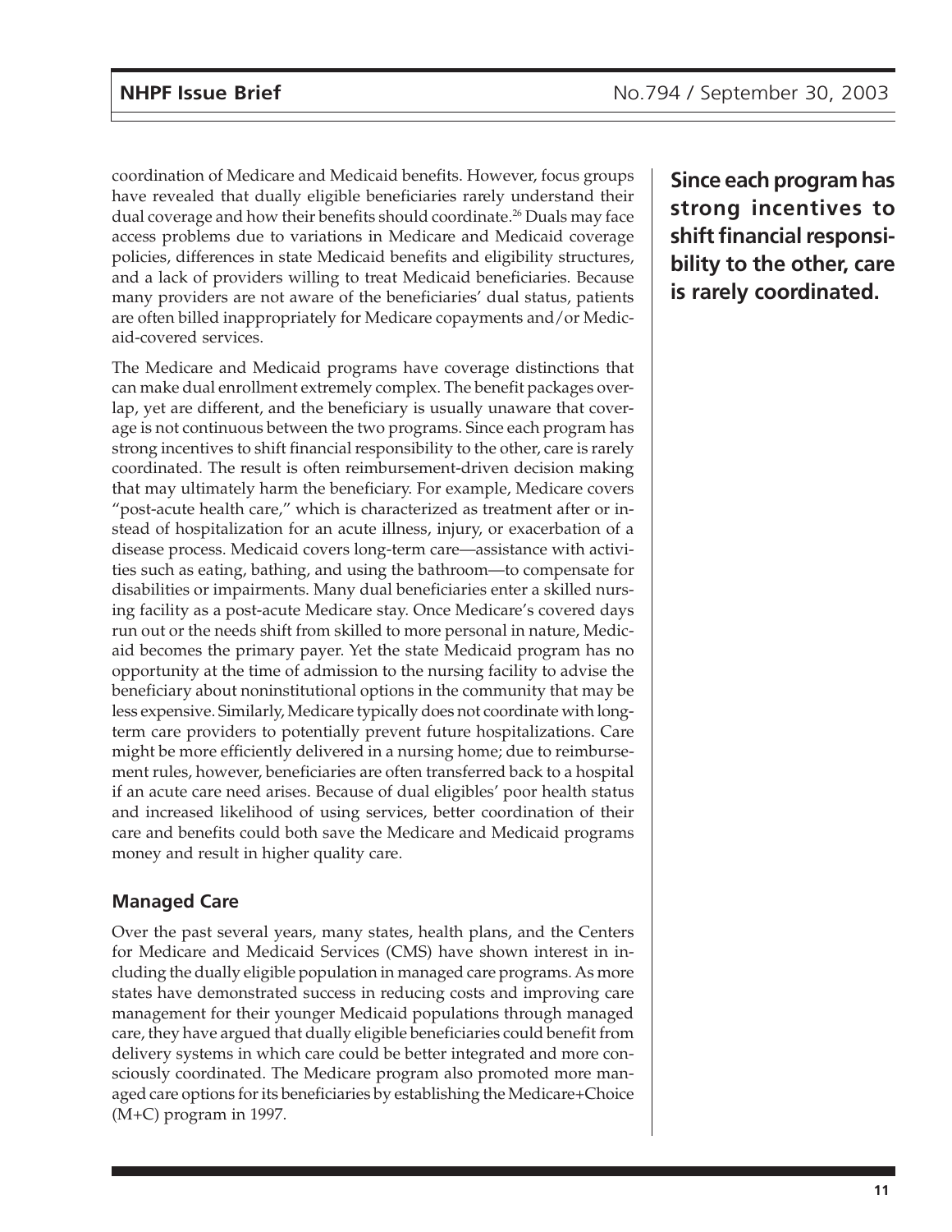coordination of Medicare and Medicaid benefits. However, focus groups have revealed that dually eligible beneficiaries rarely understand their dual coverage and how their benefits should coordinate.[26] Duals may face access problems due to variations in Medicare and Medicaid coverage policies, differences in state Medicaid benefits and eligibility structures, and a lack of providers willing to treat Medicaid beneficiaries. Because many providers are not aware of the beneficiaries' dual status, patients are often billed inappropriately for Medicare copayments and/or Medicaid-covered services.

The Medicare and Medicaid programs have coverage distinctions that can make dual enrollment extremely complex. The benefit packages overlap, yet are different, and the beneficiary is usually unaware that coverage is not continuous between the two programs. Since each program has strong incentives to shift financial responsibility to the other, care is rarely coordinated. The result is often reimbursement-driven decision making that may ultimately harm the beneficiary. For example, Medicare covers "post-acute health care," which is characterized as treatment after or instead of hospitalization for an acute illness, injury, or exacerbation of a disease process. Medicaid covers long-term care—assistance with activities such as eating, bathing, and using the bathroom—to compensate for disabilities or impairments. Many dual beneficiaries enter a skilled nursing facility as a post-acute Medicare stay. Once Medicare's covered days run out or the needs shift from skilled to more personal in nature, Medicaid becomes the primary payer. Yet the state Medicaid program has no opportunity at the time of admission to the nursing facility to advise the beneficiary about noninstitutional options in the community that may be less expensive. Similarly, Medicare typically does not coordinate with long-term care providers to potentially prevent future hospitalizations. Care might be more efficiently delivered in a nursing home; due to reimbursement rules, however, beneficiaries are often transferred back to a hospital if an acute care need arises. Because of dual eligibles' poor health status and increased likelihood of using services, better coordination of their care and benefits could both save the Medicare and Medicaid programs money and result in higher quality care.

**Since each program has strong incentives to shift financial responsibility to the other, care is rarely coordinated.**

### Managed Care

Over the past several years, many states, health plans, and the Centers for Medicare and Medicaid Services (CMS) have shown interest in including the dually eligible population in managed care programs. As more states have demonstrated success in reducing costs and improving care management for their younger Medicaid populations through managed care, they have argued that dually eligible beneficiaries could benefit from delivery systems in which care could be better integrated and more consciously coordinated. The Medicare program also promoted more managed care options for its beneficiaries by establishing the Medicare+Choice (M+C) program in 1997.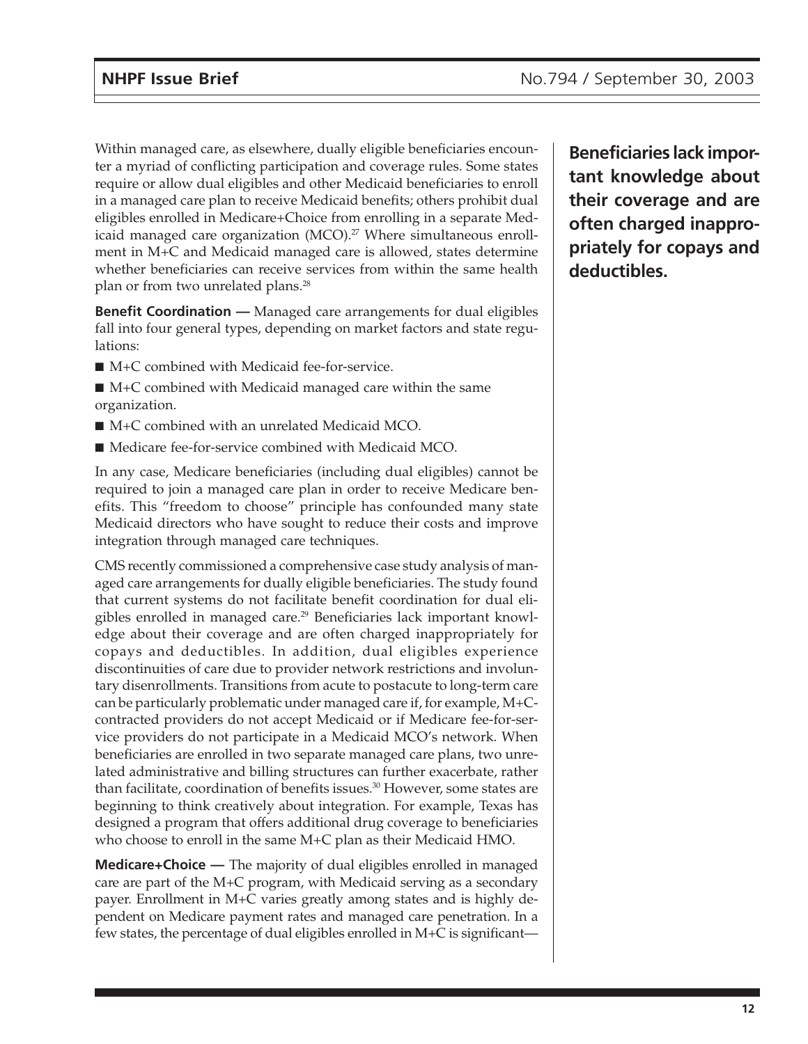Within managed care, as elsewhere, dually eligible beneficiaries encounter a myriad of conflicting participation and coverage rules. Some states require or allow dual eligibles and other Medicaid beneficiaries to enroll in a managed care plan to receive Medicaid benefits; others prohibit dual eligibles enrolled in Medicare+Choice from enrolling in a separate Medicaid managed care organization (MCO).[27] Where simultaneous enrollment in M+C and Medicaid managed care is allowed, states determine whether beneficiaries can receive services from within the same health plan or from two unrelated plans.[28]

**Beneficiaries lack important knowledge about their coverage and are often charged inappropriately for copays and deductibles.**

**Benefit Coordination —** Managed care arrangements for dual eligibles fall into four general types, depending on market factors and state regulations:

- M+C combined with Medicaid fee-for-service.
- M+C combined with Medicaid managed care within the same organization.
- M+C combined with an unrelated Medicaid MCO.
- Medicare fee-for-service combined with Medicaid MCO.

In any case, Medicare beneficiaries (including dual eligibles) cannot be required to join a managed care plan in order to receive Medicare benefits. This "freedom to choose" principle has confounded many state Medicaid directors who have sought to reduce their costs and improve integration through managed care techniques.

CMS recently commissioned a comprehensive case study analysis of managed care arrangements for dually eligible beneficiaries. The study found that current systems do not facilitate benefit coordination for dual eligibles enrolled in managed care.[29] Beneficiaries lack important knowledge about their coverage and are often charged inappropriately for copays and deductibles. In addition, dual eligibles experience discontinuities of care due to provider network restrictions and involuntary disenrollments. Transitions from acute to postacute to long-term care can be particularly problematic under managed care if, for example, M+C-contracted providers do not accept Medicaid or if Medicare fee-for-service providers do not participate in a Medicaid MCO's network. When beneficiaries are enrolled in two separate managed care plans, two unrelated administrative and billing structures can further exacerbate, rather than facilitate, coordination of benefits issues.[30] However, some states are beginning to think creatively about integration. For example, Texas has designed a program that offers additional drug coverage to beneficiaries who choose to enroll in the same M+C plan as their Medicaid HMO.

**Medicare+Choice —** The majority of dual eligibles enrolled in managed care are part of the M+C program, with Medicaid serving as a secondary payer. Enrollment in M+C varies greatly among states and is highly dependent on Medicare payment rates and managed care penetration. In a few states, the percentage of dual eligibles enrolled in M+C is significant—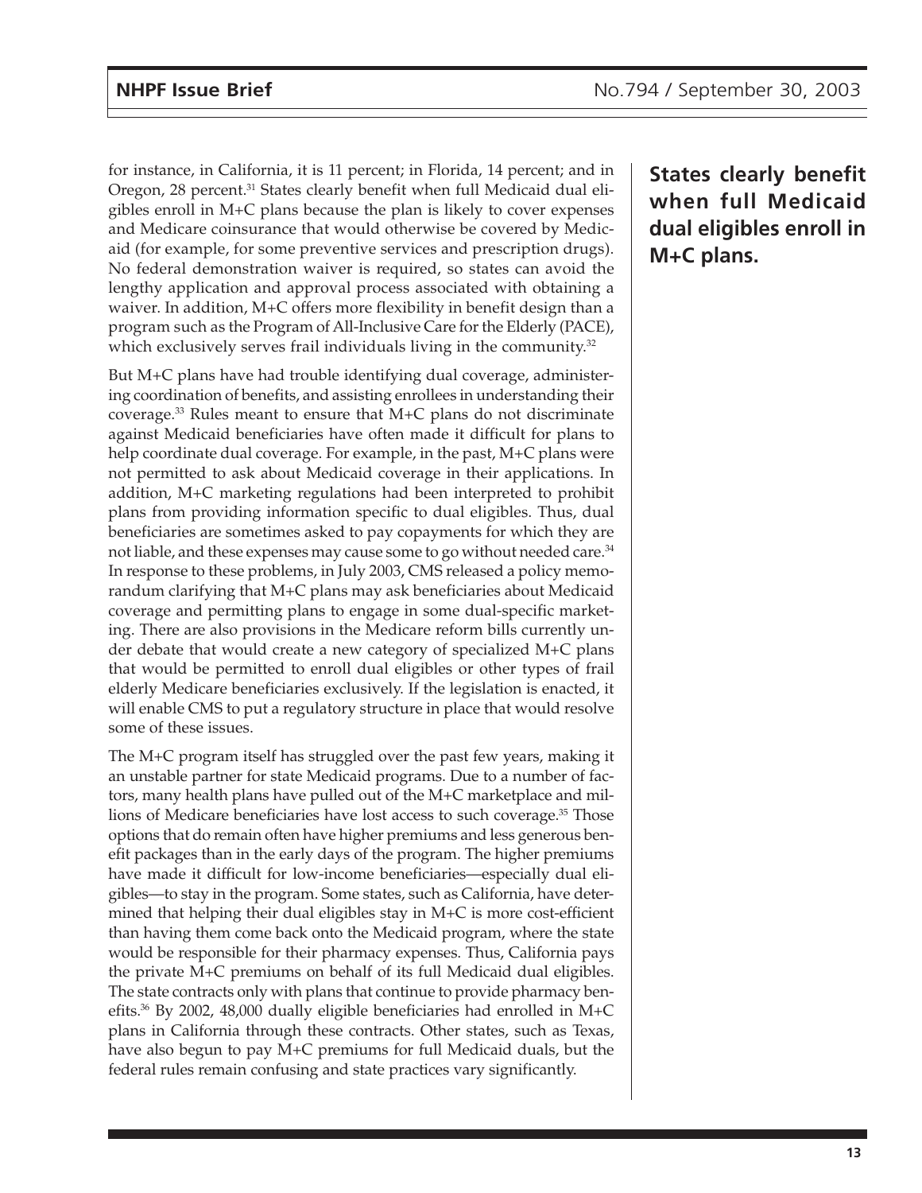for instance, in California, it is 11 percent; in Florida, 14 percent; and in Oregon, 28 percent.[31] States clearly benefit when full Medicaid dual eligibles enroll in M+C plans because the plan is likely to cover expenses and Medicare coinsurance that would otherwise be covered by Medicaid (for example, for some preventive services and prescription drugs). No federal demonstration waiver is required, so states can avoid the lengthy application and approval process associated with obtaining a waiver. In addition, M+C offers more flexibility in benefit design than a program such as the Program of All-Inclusive Care for the Elderly (PACE), which exclusively serves frail individuals living in the community.[32]

**States clearly benefit when full Medicaid dual eligibles enroll in M+C plans.**

But M+C plans have had trouble identifying dual coverage, administering coordination of benefits, and assisting enrollees in understanding their coverage.[33] Rules meant to ensure that M+C plans do not discriminate against Medicaid beneficiaries have often made it difficult for plans to help coordinate dual coverage. For example, in the past, M+C plans were not permitted to ask about Medicaid coverage in their applications. In addition, M+C marketing regulations had been interpreted to prohibit plans from providing information specific to dual eligibles. Thus, dual beneficiaries are sometimes asked to pay copayments for which they are not liable, and these expenses may cause some to go without needed care.[34] In response to these problems, in July 2003, CMS released a policy memorandum clarifying that M+C plans may ask beneficiaries about Medicaid coverage and permitting plans to engage in some dual-specific marketing. There are also provisions in the Medicare reform bills currently under debate that would create a new category of specialized M+C plans that would be permitted to enroll dual eligibles or other types of frail elderly Medicare beneficiaries exclusively. If the legislation is enacted, it will enable CMS to put a regulatory structure in place that would resolve some of these issues.

The M+C program itself has struggled over the past few years, making it an unstable partner for state Medicaid programs. Due to a number of factors, many health plans have pulled out of the M+C marketplace and millions of Medicare beneficiaries have lost access to such coverage.[35] Those options that do remain often have higher premiums and less generous benefit packages than in the early days of the program. The higher premiums have made it difficult for low-income beneficiaries—especially dual eligibles—to stay in the program. Some states, such as California, have determined that helping their dual eligibles stay in M+C is more cost-efficient than having them come back onto the Medicaid program, where the state would be responsible for their pharmacy expenses. Thus, California pays the private M+C premiums on behalf of its full Medicaid dual eligibles. The state contracts only with plans that continue to provide pharmacy benefits.[36] By 2002, 48,000 dually eligible beneficiaries had enrolled in M+C plans in California through these contracts. Other states, such as Texas, have also begun to pay M+C premiums for full Medicaid duals, but the federal rules remain confusing and state practices vary significantly.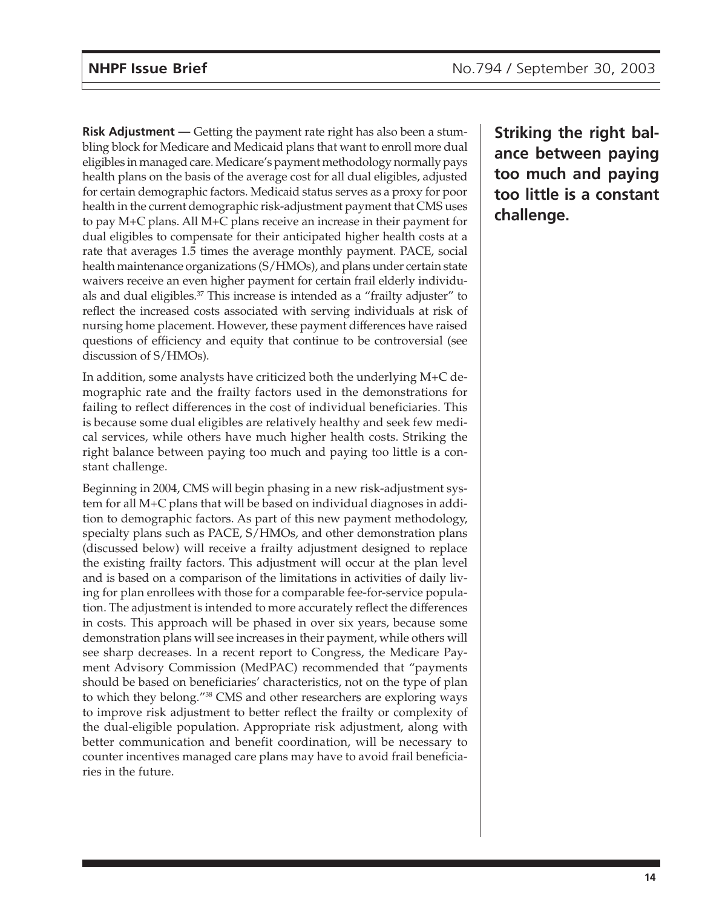**Risk Adjustment —** Getting the payment rate right has also been a stumbling block for Medicare and Medicaid plans that want to enroll more dual eligibles in managed care. Medicare's payment methodology normally pays health plans on the basis of the average cost for all dual eligibles, adjusted for certain demographic factors. Medicaid status serves as a proxy for poor health in the current demographic risk-adjustment payment that CMS uses to pay M+C plans. All M+C plans receive an increase in their payment for dual eligibles to compensate for their anticipated higher health costs at a rate that averages 1.5 times the average monthly payment. PACE, social health maintenance organizations (S/HMOs), and plans under certain state waivers receive an even higher payment for certain frail elderly individuals and dual eligibles.[37] This increase is intended as a "frailty adjuster" to reflect the increased costs associated with serving individuals at risk of nursing home placement. However, these payment differences have raised questions of efficiency and equity that continue to be controversial (see discussion of S/HMOs).

In addition, some analysts have criticized both the underlying M+C demographic rate and the frailty factors used in the demonstrations for failing to reflect differences in the cost of individual beneficiaries. This is because some dual eligibles are relatively healthy and seek few medical services, while others have much higher health costs. Striking the right balance between paying too much and paying too little is a constant challenge.

**Striking the right balance between paying too much and paying too little is a constant challenge.**

Beginning in 2004, CMS will begin phasing in a new risk-adjustment system for all M+C plans that will be based on individual diagnoses in addition to demographic factors. As part of this new payment methodology, specialty plans such as PACE, S/HMOs, and other demonstration plans (discussed below) will receive a frailty adjustment designed to replace the existing frailty factors. This adjustment will occur at the plan level and is based on a comparison of the limitations in activities of daily living for plan enrollees with those for a comparable fee-for-service population. The adjustment is intended to more accurately reflect the differences in costs. This approach will be phased in over six years, because some demonstration plans will see increases in their payment, while others will see sharp decreases. In a recent report to Congress, the Medicare Payment Advisory Commission (MedPAC) recommended that "payments should be based on beneficiaries' characteristics, not on the type of plan to which they belong."[38] CMS and other researchers are exploring ways to improve risk adjustment to better reflect the frailty or complexity of the dual-eligible population. Appropriate risk adjustment, along with better communication and benefit coordination, will be necessary to counter incentives managed care plans may have to avoid frail beneficiaries in the future.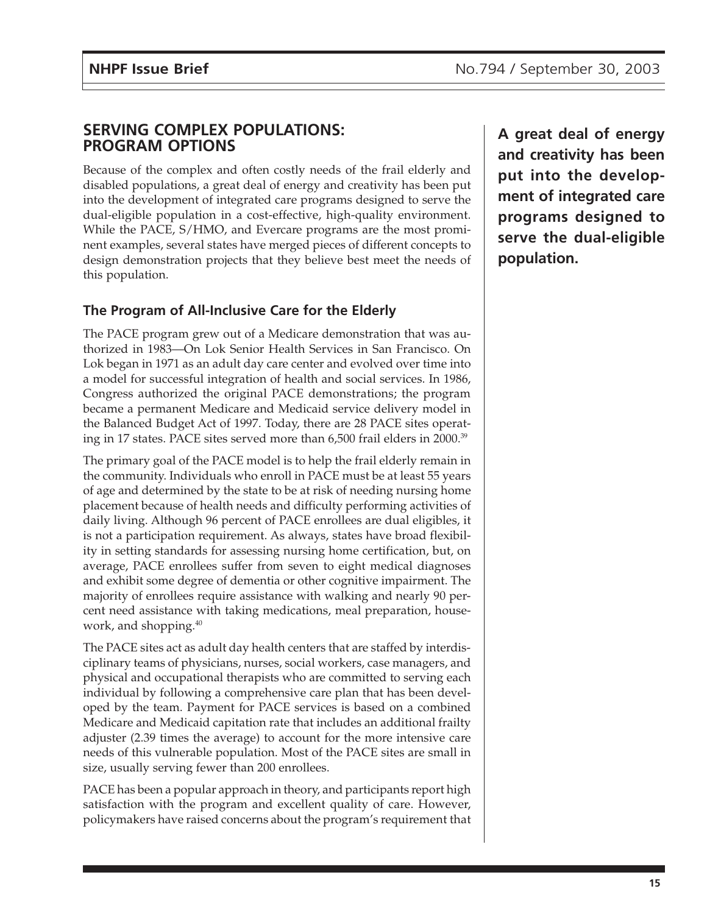## SERVING COMPLEX POPULATIONS: PROGRAM OPTIONS

Because of the complex and often costly needs of the frail elderly and disabled populations, a great deal of energy and creativity has been put into the development of integrated care programs designed to serve the dual-eligible population in a cost-effective, high-quality environment. While the PACE, S/HMO, and Evercare programs are the most prominent examples, several states have merged pieces of different concepts to design demonstration projects that they believe best meet the needs of this population.

**A great deal of energy and creativity has been put into the development of integrated care programs designed to serve the dual-eligible population.**

### The Program of All-Inclusive Care for the Elderly

The PACE program grew out of a Medicare demonstration that was authorized in 1983—On Lok Senior Health Services in San Francisco. On Lok began in 1971 as an adult day care center and evolved over time into a model for successful integration of health and social services. In 1986, Congress authorized the original PACE demonstrations; the program became a permanent Medicare and Medicaid service delivery model in the Balanced Budget Act of 1997. Today, there are 28 PACE sites operating in 17 states. PACE sites served more than 6,500 frail elders in 2000.[39]

The primary goal of the PACE model is to help the frail elderly remain in the community. Individuals who enroll in PACE must be at least 55 years of age and determined by the state to be at risk of needing nursing home placement because of health needs and difficulty performing activities of daily living. Although 96 percent of PACE enrollees are dual eligibles, it is not a participation requirement. As always, states have broad flexibility in setting standards for assessing nursing home certification, but, on average, PACE enrollees suffer from seven to eight medical diagnoses and exhibit some degree of dementia or other cognitive impairment. The majority of enrollees require assistance with walking and nearly 90 percent need assistance with taking medications, meal preparation, housework, and shopping.[40]

The PACE sites act as adult day health centers that are staffed by interdisciplinary teams of physicians, nurses, social workers, case managers, and physical and occupational therapists who are committed to serving each individual by following a comprehensive care plan that has been developed by the team. Payment for PACE services is based on a combined Medicare and Medicaid capitation rate that includes an additional frailty adjuster (2.39 times the average) to account for the more intensive care needs of this vulnerable population. Most of the PACE sites are small in size, usually serving fewer than 200 enrollees.

PACE has been a popular approach in theory, and participants report high satisfaction with the program and excellent quality of care. However, policymakers have raised concerns about the program's requirement that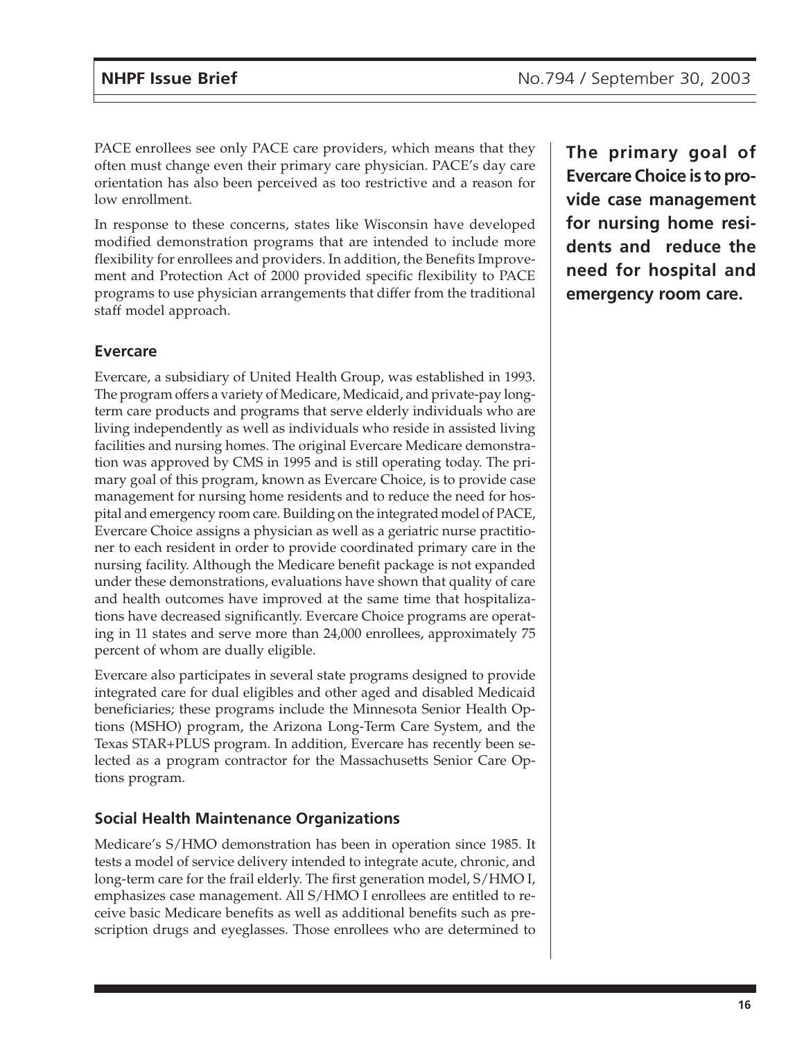PACE enrollees see only PACE care providers, which means that they often must change even their primary care physician. PACE's day care orientation has also been perceived as too restrictive and a reason for low enrollment.

In response to these concerns, states like Wisconsin have developed modified demonstration programs that are intended to include more flexibility for enrollees and providers. In addition, the Benefits Improvement and Protection Act of 2000 provided specific flexibility to PACE programs to use physician arrangements that differ from the traditional staff model approach.

**The primary goal of Evercare Choice is to provide case management for nursing home residents and reduce the need for hospital and emergency room care.**

### Evercare

Evercare, a subsidiary of United Health Group, was established in 1993. The program offers a variety of Medicare, Medicaid, and private-pay long-term care products and programs that serve elderly individuals who are living independently as well as individuals who reside in assisted living facilities and nursing homes. The original Evercare Medicare demonstration was approved by CMS in 1995 and is still operating today. The primary goal of this program, known as Evercare Choice, is to provide case management for nursing home residents and to reduce the need for hospital and emergency room care. Building on the integrated model of PACE, Evercare Choice assigns a physician as well as a geriatric nurse practitioner to each resident in order to provide coordinated primary care in the nursing facility. Although the Medicare benefit package is not expanded under these demonstrations, evaluations have shown that quality of care and health outcomes have improved at the same time that hospitalizations have decreased significantly. Evercare Choice programs are operating in 11 states and serve more than 24,000 enrollees, approximately 75 percent of whom are dually eligible.

Evercare also participates in several state programs designed to provide integrated care for dual eligibles and other aged and disabled Medicaid beneficiaries; these programs include the Minnesota Senior Health Options (MSHO) program, the Arizona Long-Term Care System, and the Texas STAR+PLUS program. In addition, Evercare has recently been selected as a program contractor for the Massachusetts Senior Care Options program.

### Social Health Maintenance Organizations

Medicare's S/HMO demonstration has been in operation since 1985. It tests a model of service delivery intended to integrate acute, chronic, and long-term care for the frail elderly. The first generation model, S/HMO I, emphasizes case management. All S/HMO I enrollees are entitled to receive basic Medicare benefits as well as additional benefits such as prescription drugs and eyeglasses. Those enrollees who are determined to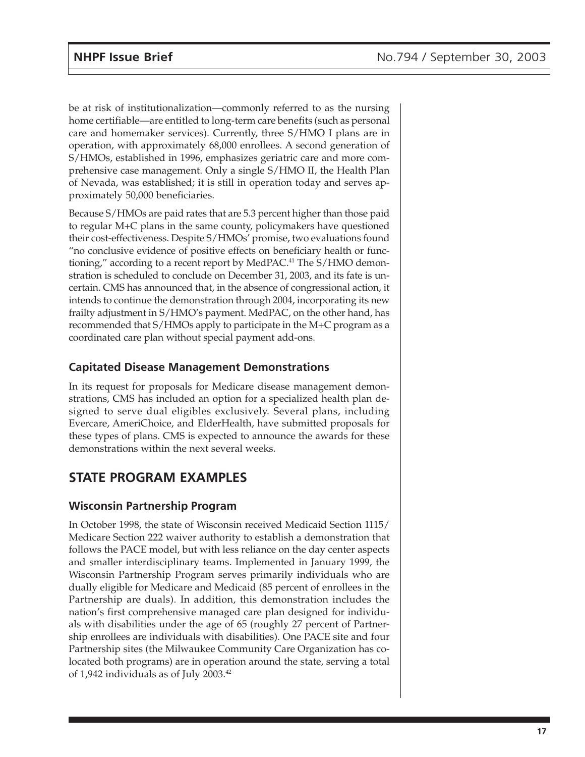be at risk of institutionalization—commonly referred to as the nursing home certifiable—are entitled to long-term care benefits (such as personal care and homemaker services). Currently, three S/HMO I plans are in operation, with approximately 68,000 enrollees. A second generation of S/HMOs, established in 1996, emphasizes geriatric care and more comprehensive case management. Only a single S/HMO II, the Health Plan of Nevada, was established; it is still in operation today and serves approximately 50,000 beneficiaries.

Because S/HMOs are paid rates that are 5.3 percent higher than those paid to regular M+C plans in the same county, policymakers have questioned their cost-effectiveness. Despite S/HMOs' promise, two evaluations found "no conclusive evidence of positive effects on beneficiary health or functioning," according to a recent report by MedPAC.[41] The S/HMO demonstration is scheduled to conclude on December 31, 2003, and its fate is uncertain. CMS has announced that, in the absence of congressional action, it intends to continue the demonstration through 2004, incorporating its new frailty adjustment in S/HMO's payment. MedPAC, on the other hand, has recommended that S/HMOs apply to participate in the M+C program as a coordinated care plan without special payment add-ons.

### Capitated Disease Management Demonstrations

In its request for proposals for Medicare disease management demonstrations, CMS has included an option for a specialized health plan designed to serve dual eligibles exclusively. Several plans, including Evercare, AmeriChoice, and ElderHealth, have submitted proposals for these types of plans. CMS is expected to announce the awards for these demonstrations within the next several weeks.

## STATE PROGRAM EXAMPLES

### Wisconsin Partnership Program

In October 1998, the state of Wisconsin received Medicaid Section 1115/ Medicare Section 222 waiver authority to establish a demonstration that follows the PACE model, but with less reliance on the day center aspects and smaller interdisciplinary teams. Implemented in January 1999, the Wisconsin Partnership Program serves primarily individuals who are dually eligible for Medicare and Medicaid (85 percent of enrollees in the Partnership are duals). In addition, this demonstration includes the nation's first comprehensive managed care plan designed for individuals with disabilities under the age of 65 (roughly 27 percent of Partnership enrollees are individuals with disabilities). One PACE site and four Partnership sites (the Milwaukee Community Care Organization has colocated both programs) are in operation around the state, serving a total of 1,942 individuals as of July 2003.[42]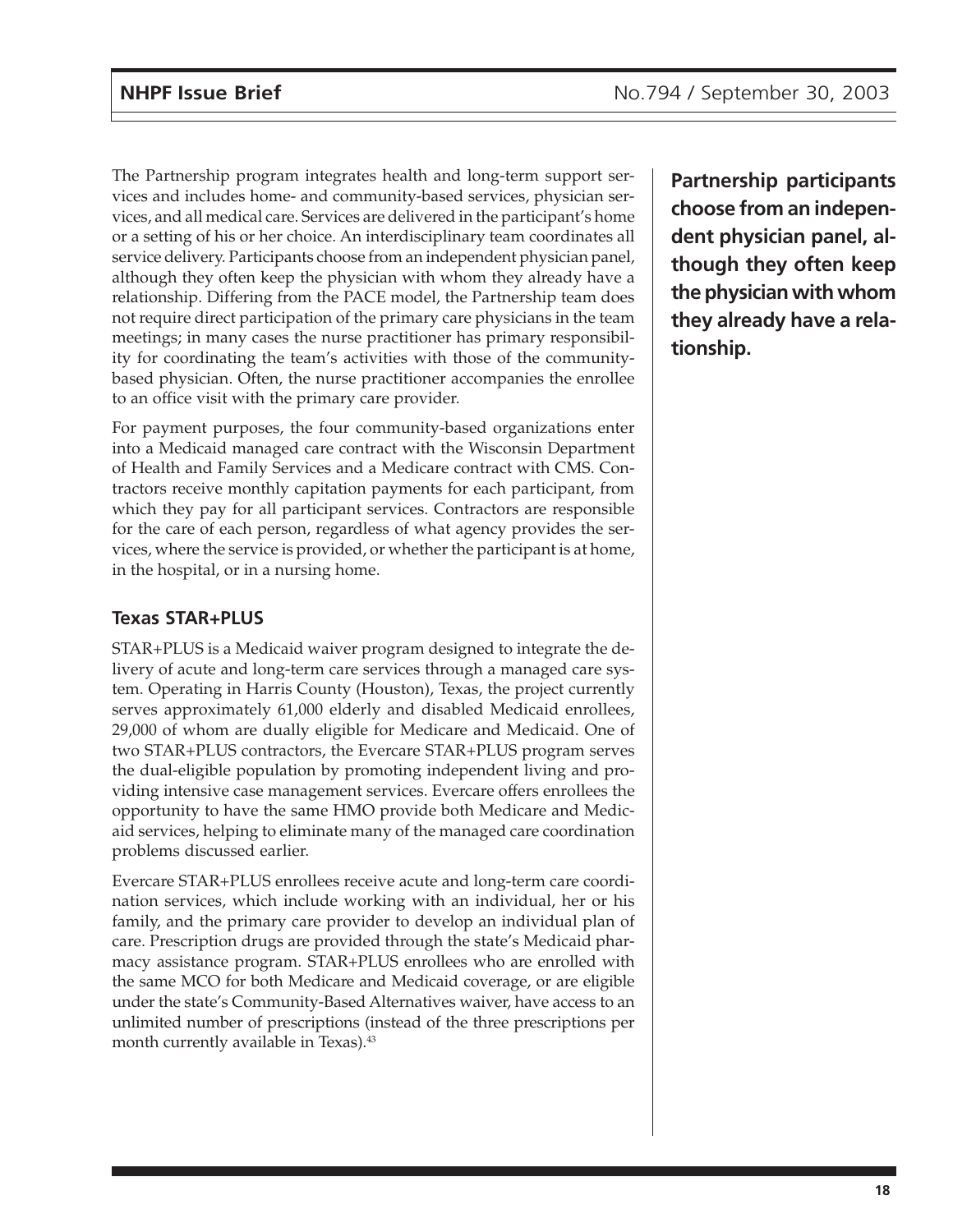The Partnership program integrates health and long-term support services and includes home- and community-based services, physician services, and all medical care. Services are delivered in the participant's home or a setting of his or her choice. An interdisciplinary team coordinates all service delivery. Participants choose from an independent physician panel, although they often keep the physician with whom they already have a relationship. Differing from the PACE model, the Partnership team does not require direct participation of the primary care physicians in the team meetings; in many cases the nurse practitioner has primary responsibility for coordinating the team's activities with those of the community-based physician. Often, the nurse practitioner accompanies the enrollee to an office visit with the primary care provider.

For payment purposes, the four community-based organizations enter into a Medicaid managed care contract with the Wisconsin Department of Health and Family Services and a Medicare contract with CMS. Contractors receive monthly capitation payments for each participant, from which they pay for all participant services. Contractors are responsible for the care of each person, regardless of what agency provides the services, where the service is provided, or whether the participant is at home, in the hospital, or in a nursing home.

### Texas STAR+PLUS

STAR+PLUS is a Medicaid waiver program designed to integrate the delivery of acute and long-term care services through a managed care system. Operating in Harris County (Houston), Texas, the project currently serves approximately 61,000 elderly and disabled Medicaid enrollees, 29,000 of whom are dually eligible for Medicare and Medicaid. One of two STAR+PLUS contractors, the Evercare STAR+PLUS program serves the dual-eligible population by promoting independent living and providing intensive case management services. Evercare offers enrollees the opportunity to have the same HMO provide both Medicare and Medicaid services, helping to eliminate many of the managed care coordination problems discussed earlier.

Evercare STAR+PLUS enrollees receive acute and long-term care coordination services, which include working with an individual, her or his family, and the primary care provider to develop an individual plan of care. Prescription drugs are provided through the state's Medicaid pharmacy assistance program. STAR+PLUS enrollees who are enrolled with the same MCO for both Medicare and Medicaid coverage, or are eligible under the state's Community-Based Alternatives waiver, have access to an unlimited number of prescriptions (instead of the three prescriptions per month currently available in Texas).[43]

**Partnership participants choose from an independent physician panel, although they often keep the physician with whom they already have a relationship.**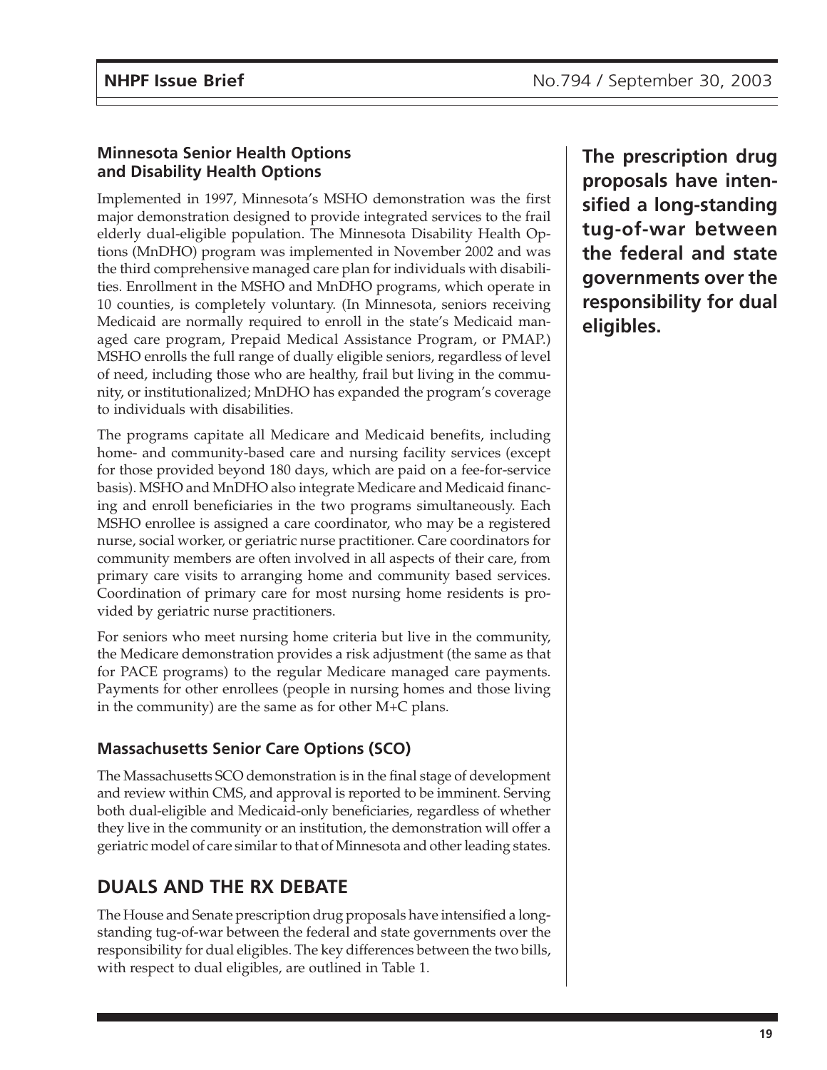### Minnesota Senior Health Options and Disability Health Options

Implemented in 1997, Minnesota's MSHO demonstration was the first major demonstration designed to provide integrated services to the frail elderly dual-eligible population. The Minnesota Disability Health Options (MnDHO) program was implemented in November 2002 and was the third comprehensive managed care plan for individuals with disabilities. Enrollment in the MSHO and MnDHO programs, which operate in 10 counties, is completely voluntary. (In Minnesota, seniors receiving Medicaid are normally required to enroll in the state's Medicaid managed care program, Prepaid Medical Assistance Program, or PMAP.) MSHO enrolls the full range of dually eligible seniors, regardless of level of need, including those who are healthy, frail but living in the community, or institutionalized; MnDHO has expanded the program's coverage to individuals with disabilities.

The programs capitate all Medicare and Medicaid benefits, including home- and community-based care and nursing facility services (except for those provided beyond 180 days, which are paid on a fee-for-service basis). MSHO and MnDHO also integrate Medicare and Medicaid financing and enroll beneficiaries in the two programs simultaneously. Each MSHO enrollee is assigned a care coordinator, who may be a registered nurse, social worker, or geriatric nurse practitioner. Care coordinators for community members are often involved in all aspects of their care, from primary care visits to arranging home and community based services. Coordination of primary care for most nursing home residents is provided by geriatric nurse practitioners.

For seniors who meet nursing home criteria but live in the community, the Medicare demonstration provides a risk adjustment (the same as that for PACE programs) to the regular Medicare managed care payments. Payments for other enrollees (people in nursing homes and those living in the community) are the same as for other M+C plans.

### Massachusetts Senior Care Options (SCO)

The Massachusetts SCO demonstration is in the final stage of development and review within CMS, and approval is reported to be imminent. Serving both dual-eligible and Medicaid-only beneficiaries, regardless of whether they live in the community or an institution, the demonstration will offer a geriatric model of care similar to that of Minnesota and other leading states.

## DUALS AND THE RX DEBATE

The House and Senate prescription drug proposals have intensified a long-standing tug-of-war between the federal and state governments over the responsibility for dual eligibles. The key differences between the two bills, with respect to dual eligibles, are outlined in Table 1.

**The prescription drug proposals have intensified a long-standing tug-of-war between the federal and state governments over the responsibility for dual eligibles.**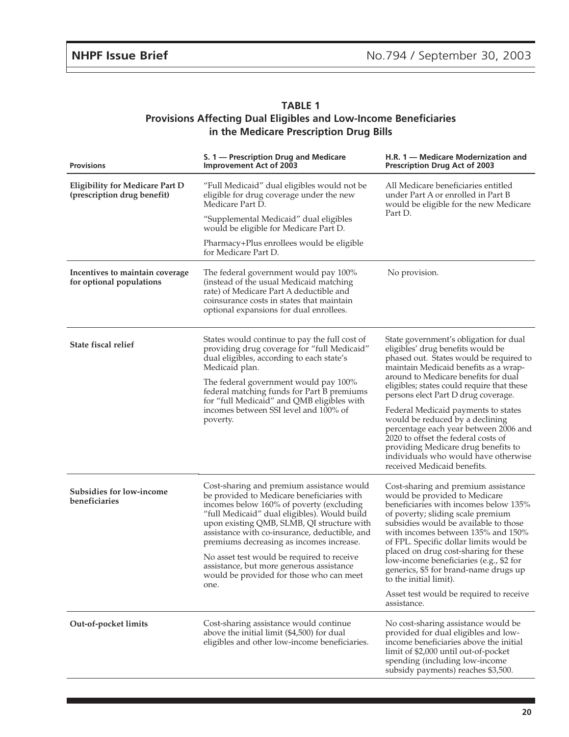**TABLE 1**
**Provisions Affecting Dual Eligibles and Low-Income Beneficiaries in the Medicare Prescription Drug Bills**

| Provisions | S. 1 — Prescription Drug and Medicare Improvement Act of 2003 | H.R. 1 — Medicare Modernization and Prescription Drug Act of 2003 |
|---|---|---|
| **Eligibility for Medicare Part D (prescription drug benefit)** | "Full Medicaid" dual eligibles would not be eligible for drug coverage under the new Medicare Part D.<br><br>"Supplemental Medicaid" dual eligibles would be eligible for Medicare Part D.<br><br>Pharmacy+Plus enrollees would be eligible for Medicare Part D. | All Medicare beneficiaries entitled under Part A or enrolled in Part B would be eligible for the new Medicare Part D. |
| **Incentives to maintain coverage for optional populations** | The federal government would pay 100% (instead of the usual Medicaid matching rate) of Medicare Part A deductible and coinsurance costs in states that maintain optional expansions for dual enrollees. | No provision. |
| **State fiscal relief** | States would continue to pay the full cost of providing drug coverage for "full Medicaid" dual eligibles, according to each state's Medicaid plan.<br><br>The federal government would pay 100% federal matching funds for Part B premiums for "full Medicaid" and QMB eligibles with incomes between SSI level and 100% of poverty. | State government's obligation for dual eligibles' drug benefits would be phased out. States would be required to maintain Medicaid benefits as a wrap-around to Medicare benefits for dual eligibles; states could require that these persons elect Part D drug coverage.<br><br>Federal Medicaid payments to states would be reduced by a declining percentage each year between 2006 and 2020 to offset the federal costs of providing Medicare drug benefits to individuals who would have otherwise received Medicaid benefits. |
| **Subsidies for low-income beneficiaries** | Cost-sharing and premium assistance would be provided to Medicare beneficiaries with incomes below 160% of poverty (excluding "full Medicaid" dual eligibles). Would build upon existing QMB, SLMB, QI structure with assistance with co-insurance, deductible, and premiums decreasing as incomes increase.<br><br>No asset test would be required to receive assistance, but more generous assistance would be provided for those who can meet one. | Cost-sharing and premium assistance would be provided to Medicare beneficiaries with incomes below 135% of poverty; sliding scale premium subsidies would be available to those with incomes between 135% and 150% of FPL. Specific dollar limits would be placed on drug cost-sharing for these low-income beneficiaries (e.g., $2 for generics, $5 for brand-name drugs up to the initial limit).<br><br>Asset test would be required to receive assistance. |
| **Out-of-pocket limits** | Cost-sharing assistance would continue above the initial limit ($4,500) for dual eligibles and other low-income beneficiaries. | No cost-sharing assistance would be provided for dual eligibles and low-income beneficiaries above the initial limit of $2,000 until out-of-pocket spending (including low-income subsidy payments) reaches $3,500. |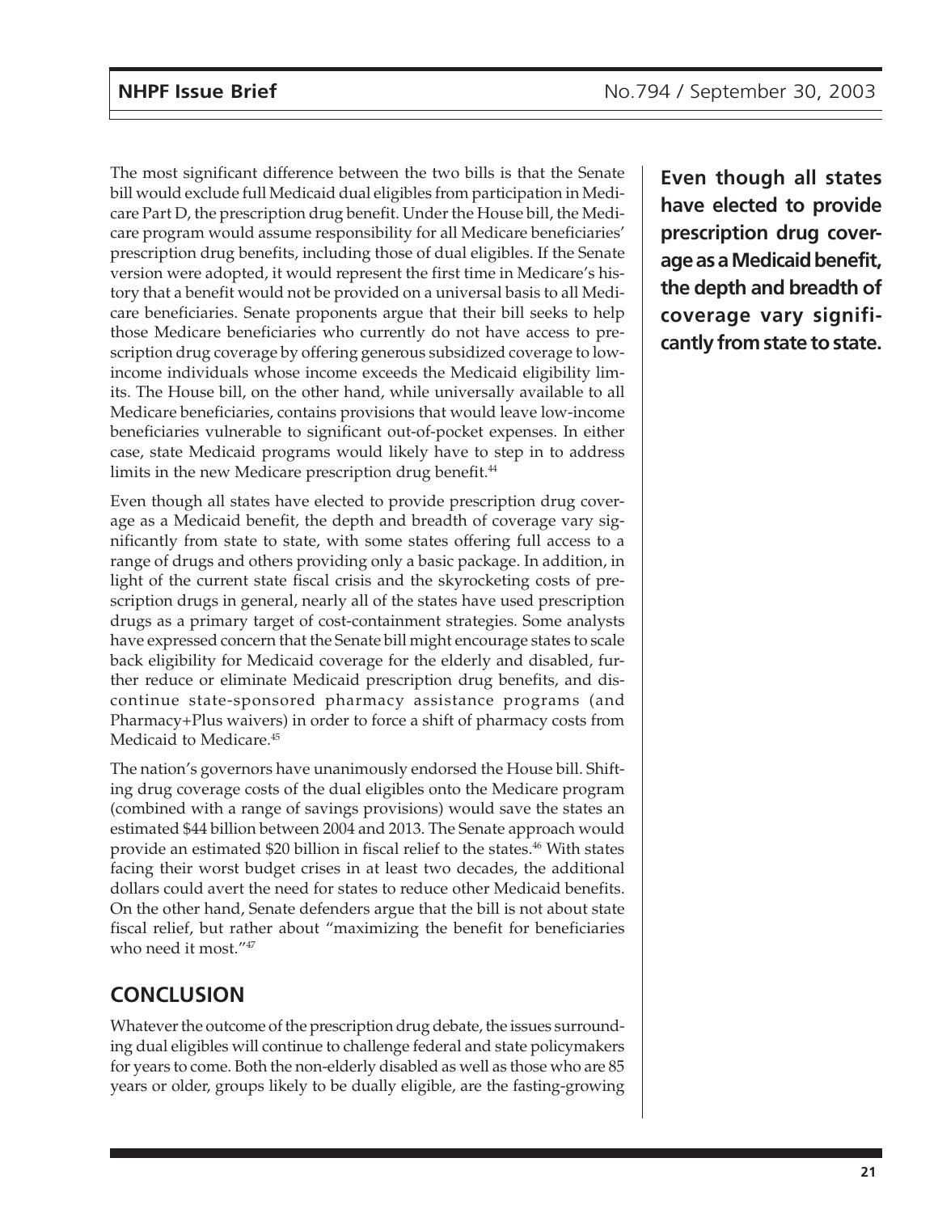The most significant difference between the two bills is that the Senate bill would exclude full Medicaid dual eligibles from participation in Medicare Part D, the prescription drug benefit. Under the House bill, the Medicare program would assume responsibility for all Medicare beneficiaries' prescription drug benefits, including those of dual eligibles. If the Senate version were adopted, it would represent the first time in Medicare's history that a benefit would not be provided on a universal basis to all Medicare beneficiaries. Senate proponents argue that their bill seeks to help those Medicare beneficiaries who currently do not have access to prescription drug coverage by offering generous subsidized coverage to low-income individuals whose income exceeds the Medicaid eligibility limits. The House bill, on the other hand, while universally available to all Medicare beneficiaries, contains provisions that would leave low-income beneficiaries vulnerable to significant out-of-pocket expenses. In either case, state Medicaid programs would likely have to step in to address limits in the new Medicare prescription drug benefit.[44]

**Even though all states have elected to provide prescription drug coverage as a Medicaid benefit, the depth and breadth of coverage vary significantly from state to state.**

Even though all states have elected to provide prescription drug coverage as a Medicaid benefit, the depth and breadth of coverage vary significantly from state to state, with some states offering full access to a range of drugs and others providing only a basic package. In addition, in light of the current state fiscal crisis and the skyrocketing costs of prescription drugs in general, nearly all of the states have used prescription drugs as a primary target of cost-containment strategies. Some analysts have expressed concern that the Senate bill might encourage states to scale back eligibility for Medicaid coverage for the elderly and disabled, further reduce or eliminate Medicaid prescription drug benefits, and discontinue state-sponsored pharmacy assistance programs (and Pharmacy+Plus waivers) in order to force a shift of pharmacy costs from Medicaid to Medicare.[45]

The nation's governors have unanimously endorsed the House bill. Shifting drug coverage costs of the dual eligibles onto the Medicare program (combined with a range of savings provisions) would save the states an estimated $44 billion between 2004 and 2013. The Senate approach would provide an estimated $20 billion in fiscal relief to the states.[46] With states facing their worst budget crises in at least two decades, the additional dollars could avert the need for states to reduce other Medicaid benefits. On the other hand, Senate defenders argue that the bill is not about state fiscal relief, but rather about "maximizing the benefit for beneficiaries who need it most."[47]

## CONCLUSION

Whatever the outcome of the prescription drug debate, the issues surrounding dual eligibles will continue to challenge federal and state policymakers for years to come. Both the non-elderly disabled as well as those who are 85 years or older, groups likely to be dually eligible, are the fasting-growing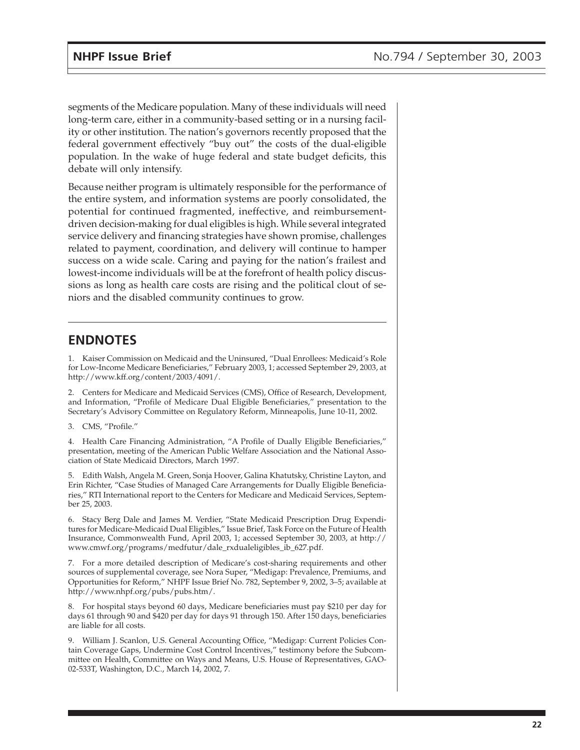segments of the Medicare population. Many of these individuals will need long-term care, either in a community-based setting or in a nursing facility or other institution. The nation's governors recently proposed that the federal government effectively "buy out" the costs of the dual-eligible population. In the wake of huge federal and state budget deficits, this debate will only intensify.

Because neither program is ultimately responsible for the performance of the entire system, and information systems are poorly consolidated, the potential for continued fragmented, ineffective, and reimbursement-driven decision-making for dual eligibles is high. While several integrated service delivery and financing strategies have shown promise, challenges related to payment, coordination, and delivery will continue to hamper success on a wide scale. Caring and paying for the nation's frailest and lowest-income individuals will be at the forefront of health policy discussions as long as health care costs are rising and the political clout of seniors and the disabled community continues to grow.

## ENDNOTES

1. Kaiser Commission on Medicaid and the Uninsured, "Dual Enrollees: Medicaid's Role for Low-Income Medicare Beneficiaries," February 2003, 1; accessed September 29, 2003, at http://www.kff.org/content/2003/4091/.

2. Centers for Medicare and Medicaid Services (CMS), Office of Research, Development, and Information, "Profile of Medicare Dual Eligible Beneficiaries," presentation to the Secretary's Advisory Committee on Regulatory Reform, Minneapolis, June 10-11, 2002.

3. CMS, "Profile."

4. Health Care Financing Administration, "A Profile of Dually Eligible Beneficiaries," presentation, meeting of the American Public Welfare Association and the National Association of State Medicaid Directors, March 1997.

5. Edith Walsh, Angela M. Green, Sonja Hoover, Galina Khatutsky, Christine Layton, and Erin Richter, "Case Studies of Managed Care Arrangements for Dually Eligible Beneficiaries," RTI International report to the Centers for Medicare and Medicaid Services, September 25, 2003.

6. Stacy Berg Dale and James M. Verdier, "State Medicaid Prescription Drug Expenditures for Medicare-Medicaid Dual Eligibles," Issue Brief, Task Force on the Future of Health Insurance, Commonwealth Fund, April 2003, 1; accessed September 30, 2003, at http://www.cmwf.org/programs/medfutur/dale_rxdualeligibles_ib_627.pdf.

7. For a more detailed description of Medicare's cost-sharing requirements and other sources of supplemental coverage, see Nora Super, "Medigap: Prevalence, Premiums, and Opportunities for Reform," NHPF Issue Brief No. 782, September 9, 2002, 3–5; available at http://www.nhpf.org/pubs/pubs.htm/.

8. For hospital stays beyond 60 days, Medicare beneficiaries must pay $210 per day for days 61 through 90 and $420 per day for days 91 through 150. After 150 days, beneficiaries are liable for all costs.

9. William J. Scanlon, U.S. General Accounting Office, "Medigap: Current Policies Contain Coverage Gaps, Undermine Cost Control Incentives," testimony before the Subcommittee on Health, Committee on Ways and Means, U.S. House of Representatives, GAO-02-533T, Washington, D.C., March 14, 2002, 7.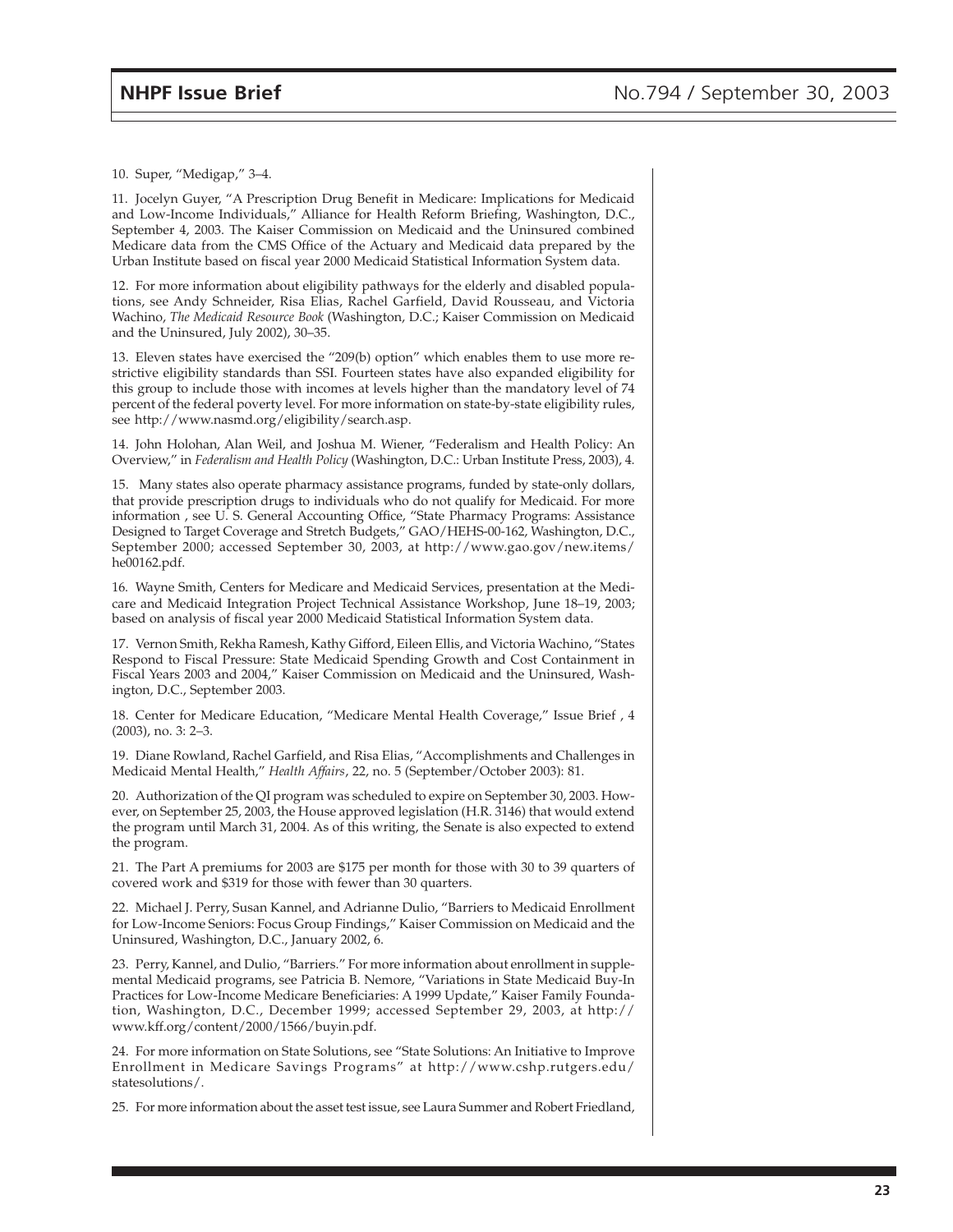10. Super, "Medigap," 3–4.

11. Jocelyn Guyer, "A Prescription Drug Benefit in Medicare: Implications for Medicaid and Low-Income Individuals," Alliance for Health Reform Briefing, Washington, D.C., September 4, 2003. The Kaiser Commission on Medicaid and the Uninsured combined Medicare data from the CMS Office of the Actuary and Medicaid data prepared by the Urban Institute based on fiscal year 2000 Medicaid Statistical Information System data.

12. For more information about eligibility pathways for the elderly and disabled populations, see Andy Schneider, Risa Elias, Rachel Garfield, David Rousseau, and Victoria Wachino, *The Medicaid Resource Book* (Washington, D.C.; Kaiser Commission on Medicaid and the Uninsured, July 2002), 30–35.

13. Eleven states have exercised the "209(b) option" which enables them to use more restrictive eligibility standards than SSI. Fourteen states have also expanded eligibility for this group to include those with incomes at levels higher than the mandatory level of 74 percent of the federal poverty level. For more information on state-by-state eligibility rules, see http://www.nasmd.org/eligibility/search.asp.

14. John Holohan, Alan Weil, and Joshua M. Wiener, "Federalism and Health Policy: An Overview," in *Federalism and Health Policy* (Washington, D.C.: Urban Institute Press, 2003), 4.

15. Many states also operate pharmacy assistance programs, funded by state-only dollars, that provide prescription drugs to individuals who do not qualify for Medicaid. For more information , see U. S. General Accounting Office, "State Pharmacy Programs: Assistance Designed to Target Coverage and Stretch Budgets," GAO/HEHS-00-162, Washington, D.C., September 2000; accessed September 30, 2003, at http://www.gao.gov/new.items/he00162.pdf.

16. Wayne Smith, Centers for Medicare and Medicaid Services, presentation at the Medicare and Medicaid Integration Project Technical Assistance Workshop, June 18–19, 2003; based on analysis of fiscal year 2000 Medicaid Statistical Information System data.

17. Vernon Smith, Rekha Ramesh, Kathy Gifford, Eileen Ellis, and Victoria Wachino, "States Respond to Fiscal Pressure: State Medicaid Spending Growth and Cost Containment in Fiscal Years 2003 and 2004," Kaiser Commission on Medicaid and the Uninsured, Washington, D.C., September 2003.

18. Center for Medicare Education, "Medicare Mental Health Coverage," Issue Brief , 4 (2003), no. 3: 2–3.

19. Diane Rowland, Rachel Garfield, and Risa Elias, "Accomplishments and Challenges in Medicaid Mental Health," *Health Affairs*, 22, no. 5 (September/October 2003): 81.

20. Authorization of the QI program was scheduled to expire on September 30, 2003. However, on September 25, 2003, the House approved legislation (H.R. 3146) that would extend the program until March 31, 2004. As of this writing, the Senate is also expected to extend the program.

21. The Part A premiums for 2003 are $175 per month for those with 30 to 39 quarters of covered work and $319 for those with fewer than 30 quarters.

22. Michael J. Perry, Susan Kannel, and Adrianne Dulio, "Barriers to Medicaid Enrollment for Low-Income Seniors: Focus Group Findings," Kaiser Commission on Medicaid and the Uninsured, Washington, D.C., January 2002, 6.

23. Perry, Kannel, and Dulio, "Barriers." For more information about enrollment in supplemental Medicaid programs, see Patricia B. Nemore, "Variations in State Medicaid Buy-In Practices for Low-Income Medicare Beneficiaries: A 1999 Update," Kaiser Family Foundation, Washington, D.C., December 1999; accessed September 29, 2003, at http://www.kff.org/content/2000/1566/buyin.pdf.

24. For more information on State Solutions, see "State Solutions: An Initiative to Improve Enrollment in Medicare Savings Programs" at http://www.cshp.rutgers.edu/statesolutions/.

25. For more information about the asset test issue, see Laura Summer and Robert Friedland,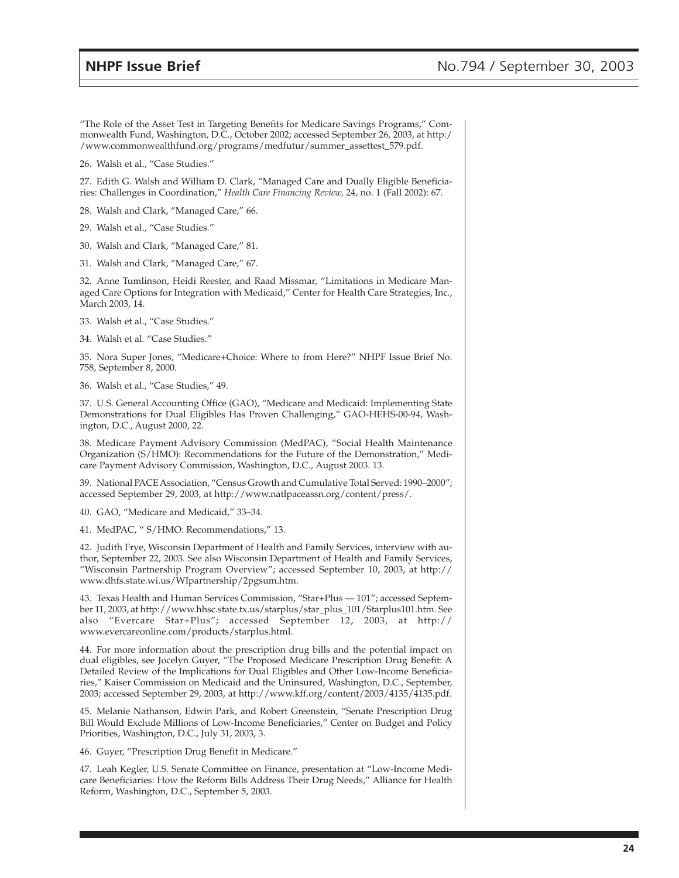"The Role of the Asset Test in Targeting Benefits for Medicare Savings Programs," Commonwealth Fund, Washington, D.C., October 2002; accessed September 26, 2003, at http://www.commonwealthfund.org/programs/medfutur/summer_assettest_579.pdf.

26. Walsh et al., "Case Studies."

27. Edith G. Walsh and William D. Clark, "Managed Care and Dually Eligible Beneficiaries: Challenges in Coordination," *Health Care Financing Review,* 24, no. 1 (Fall 2002): 67.

28. Walsh and Clark, "Managed Care," 66.

29. Walsh et al., "Case Studies."

30. Walsh and Clark, "Managed Care," 81.

31. Walsh and Clark, "Managed Care," 67.

32. Anne Tumlinson, Heidi Reester, and Raad Missmar, "Limitations in Medicare Managed Care Options for Integration with Medicaid," Center for Health Care Strategies, Inc., March 2003, 14.

33. Walsh et al., "Case Studies."

34. Walsh et al. "Case Studies."

35. Nora Super Jones, "Medicare+Choice: Where to from Here?" NHPF Issue Brief No. 758, September 8, 2000.

36. Walsh et al., "Case Studies," 49.

37. U.S. General Accounting Office (GAO), "Medicare and Medicaid: Implementing State Demonstrations for Dual Eligibles Has Proven Challenging," GAO-HEHS-00-94, Washington, D.C., August 2000, 22.

38. Medicare Payment Advisory Commission (MedPAC), "Social Health Maintenance Organization (S/HMO): Recommendations for the Future of the Demonstration," Medicare Payment Advisory Commission, Washington, D.C., August 2003. 13.

39. National PACE Association, "Census Growth and Cumulative Total Served: 1990–2000"; accessed September 29, 2003, at http://www.natlpaceassn.org/content/press/.

40. GAO, "Medicare and Medicaid," 33–34.

41. MedPAC, " S/HMO: Recommendations," 13.

42. Judith Frye, Wisconsin Department of Health and Family Services, interview with author, September 22, 2003. See also Wisconsin Department of Health and Family Services, "Wisconsin Partnership Program Overview"; accessed September 10, 2003, at http://www.dhfs.state.wi.us/WIpartnership/2pgsum.htm.

43. Texas Health and Human Services Commission, "Star+Plus — 101"; accessed September 11, 2003, at http://www.hhsc.state.tx.us/starplus/star_plus_101/Starplus101.htm. See also "Evercare Star+Plus"; accessed September 12, 2003, at http://www.evercareonline.com/products/starplus.html.

44. For more information about the prescription drug bills and the potential impact on dual eligibles, see Jocelyn Guyer, "The Proposed Medicare Prescription Drug Benefit: A Detailed Review of the Implications for Dual Eligibles and Other Low-Income Beneficiaries," Kaiser Commission on Medicaid and the Uninsured, Washington, D.C., September, 2003; accessed September 29, 2003, at http://www.kff.org/content/2003/4135/4135.pdf.

45. Melanie Nathanson, Edwin Park, and Robert Greenstein, "Senate Prescription Drug Bill Would Exclude Millions of Low-Income Beneficiaries," Center on Budget and Policy Priorities, Washington, D.C., July 31, 2003, 3.

46. Guyer, "Prescription Drug Benefit in Medicare."

47. Leah Kegler, U.S. Senate Committee on Finance, presentation at "Low-Income Medicare Beneficiaries: How the Reform Bills Address Their Drug Needs," Alliance for Health Reform, Washington, D.C., September 5, 2003.